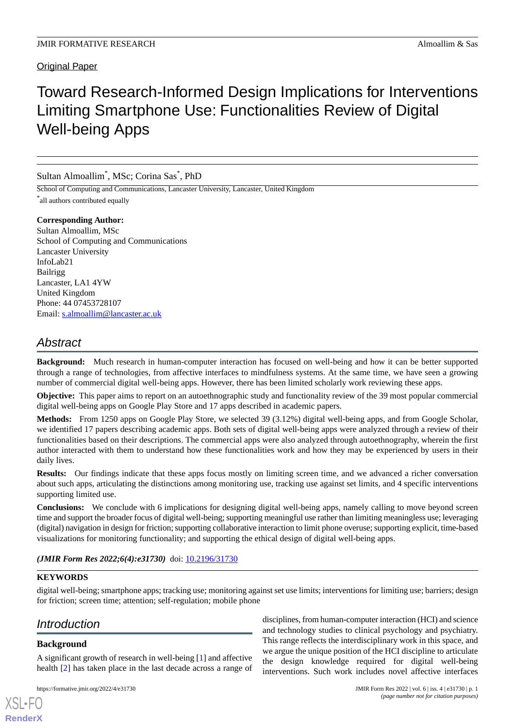Original Paper

# Toward Research-Informed Design Implications for Interventions Limiting Smartphone Use: Functionalities Review of Digital Well-being Apps

Sultan Almoallim[*], MSc; Corina Sas[*], PhD

School of Computing and Communications, Lancaster University, Lancaster, United Kingdom

[*]all authors contributed equally

**Corresponding Author:**
Sultan Almoallim, MSc
School of Computing and Communications
Lancaster University
InfoLab21
Bailrigg
Lancaster, LA1 4YW
United Kingdom
Phone: 44 07453728107
Email: s.almoallim@lancaster.ac.uk

## Abstract

**Background:** Much research in human-computer interaction has focused on well-being and how it can be better supported through a range of technologies, from affective interfaces to mindfulness systems. At the same time, we have seen a growing number of commercial digital well-being apps. However, there has been limited scholarly work reviewing these apps.

**Objective:** This paper aims to report on an autoethnographic study and functionality review of the 39 most popular commercial digital well-being apps on Google Play Store and 17 apps described in academic papers.

**Methods:** From 1250 apps on Google Play Store, we selected 39 (3.12%) digital well-being apps, and from Google Scholar, we identified 17 papers describing academic apps. Both sets of digital well-being apps were analyzed through a review of their functionalities based on their descriptions. The commercial apps were also analyzed through autoethnography, wherein the first author interacted with them to understand how these functionalities work and how they may be experienced by users in their daily lives.

**Results:** Our findings indicate that these apps focus mostly on limiting screen time, and we advanced a richer conversation about such apps, articulating the distinctions among monitoring use, tracking use against set limits, and 4 specific interventions supporting limited use.

**Conclusions:** We conclude with 6 implications for designing digital well-being apps, namely calling to move beyond screen time and support the broader focus of digital well-being; supporting meaningful use rather than limiting meaningless use; leveraging (digital) navigation in design for friction; supporting collaborative interaction to limit phone overuse; supporting explicit, time-based visualizations for monitoring functionality; and supporting the ethical design of digital well-being apps.

***(JMIR Form Res 2022;6(4):e31730)*** doi: 10.2196/31730

**KEYWORDS**

digital well-being; smartphone apps; tracking use; monitoring against set use limits; interventions for limiting use; barriers; design for friction; screen time; attention; self-regulation; mobile phone

## Introduction

### Background

A significant growth of research in well-being [1] and affective health [2] has taken place in the last decade across a range of disciplines, from human-computer interaction (HCI) and science and technology studies to clinical psychology and psychiatry. This range reflects the interdisciplinary work in this space, and we argue the unique position of the HCI discipline to articulate the design knowledge required for digital well-being interventions. Such work includes novel affective interfaces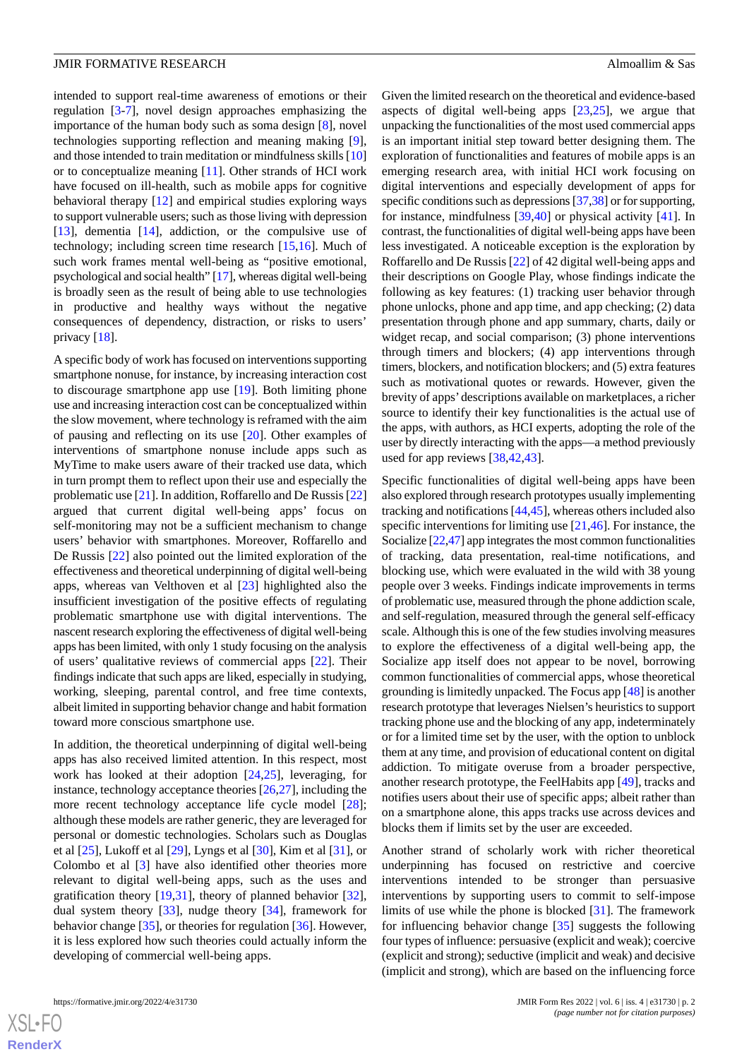intended to support real-time awareness of emotions or their regulation [3-7], novel design approaches emphasizing the importance of the human body such as soma design [8], novel technologies supporting reflection and meaning making [9], and those intended to train meditation or mindfulness skills [10] or to conceptualize meaning [11]. Other strands of HCI work have focused on ill-health, such as mobile apps for cognitive behavioral therapy [12] and empirical studies exploring ways to support vulnerable users; such as those living with depression [13], dementia [14], addiction, or the compulsive use of technology; including screen time research [15,16]. Much of such work frames mental well-being as "positive emotional, psychological and social health" [17], whereas digital well-being is broadly seen as the result of being able to use technologies in productive and healthy ways without the negative consequences of dependency, distraction, or risks to users' privacy [18].

A specific body of work has focused on interventions supporting smartphone nonuse, for instance, by increasing interaction cost to discourage smartphone app use [19]. Both limiting phone use and increasing interaction cost can be conceptualized within the slow movement, where technology is reframed with the aim of pausing and reflecting on its use [20]. Other examples of interventions of smartphone nonuse include apps such as MyTime to make users aware of their tracked use data, which in turn prompt them to reflect upon their use and especially the problematic use [21]. In addition, Roffarello and De Russis [22] argued that current digital well-being apps' focus on self-monitoring may not be a sufficient mechanism to change users' behavior with smartphones. Moreover, Roffarello and De Russis [22] also pointed out the limited exploration of the effectiveness and theoretical underpinning of digital well-being apps, whereas van Velthoven et al [23] highlighted also the insufficient investigation of the positive effects of regulating problematic smartphone use with digital interventions. The nascent research exploring the effectiveness of digital well-being apps has been limited, with only 1 study focusing on the analysis of users' qualitative reviews of commercial apps [22]. Their findings indicate that such apps are liked, especially in studying, working, sleeping, parental control, and free time contexts, albeit limited in supporting behavior change and habit formation toward more conscious smartphone use.

In addition, the theoretical underpinning of digital well-being apps has also received limited attention. In this respect, most work has looked at their adoption [24,25], leveraging, for instance, technology acceptance theories [26,27], including the more recent technology acceptance life cycle model [28]; although these models are rather generic, they are leveraged for personal or domestic technologies. Scholars such as Douglas et al [25], Lukoff et al [29], Lyngs et al [30], Kim et al [31], or Colombo et al [3] have also identified other theories more relevant to digital well-being apps, such as the uses and gratification theory [19,31], theory of planned behavior [32], dual system theory [33], nudge theory [34], framework for behavior change [35], or theories for regulation [36]. However, it is less explored how such theories could actually inform the developing of commercial well-being apps.

Given the limited research on the theoretical and evidence-based aspects of digital well-being apps [23,25], we argue that unpacking the functionalities of the most used commercial apps is an important initial step toward better designing them. The exploration of functionalities and features of mobile apps is an emerging research area, with initial HCI work focusing on digital interventions and especially development of apps for specific conditions such as depressions [37,38] or for supporting, for instance, mindfulness [39,40] or physical activity [41]. In contrast, the functionalities of digital well-being apps have been less investigated. A noticeable exception is the exploration by Roffarello and De Russis [22] of 42 digital well-being apps and their descriptions on Google Play, whose findings indicate the following as key features: (1) tracking user behavior through phone unlocks, phone and app time, and app checking; (2) data presentation through phone and app summary, charts, daily or widget recap, and social comparison; (3) phone interventions through timers and blockers; (4) app interventions through timers, blockers, and notification blockers; and (5) extra features such as motivational quotes or rewards. However, given the brevity of apps' descriptions available on marketplaces, a richer source to identify their key functionalities is the actual use of the apps, with authors, as HCI experts, adopting the role of the user by directly interacting with the apps—a method previously used for app reviews [38,42,43].

Specific functionalities of digital well-being apps have been also explored through research prototypes usually implementing tracking and notifications [44,45], whereas others included also specific interventions for limiting use [21,46]. For instance, the Socialize [22,47] app integrates the most common functionalities of tracking, data presentation, real-time notifications, and blocking use, which were evaluated in the wild with 38 young people over 3 weeks. Findings indicate improvements in terms of problematic use, measured through the phone addiction scale, and self-regulation, measured through the general self-efficacy scale. Although this is one of the few studies involving measures to explore the effectiveness of a digital well-being app, the Socialize app itself does not appear to be novel, borrowing common functionalities of commercial apps, whose theoretical grounding is limitedly unpacked. The Focus app [48] is another research prototype that leverages Nielsen's heuristics to support tracking phone use and the blocking of any app, indeterminately or for a limited time set by the user, with the option to unblock them at any time, and provision of educational content on digital addiction. To mitigate overuse from a broader perspective, another research prototype, the FeelHabits app [49], tracks and notifies users about their use of specific apps; albeit rather than on a smartphone alone, this apps tracks use across devices and blocks them if limits set by the user are exceeded.

Another strand of scholarly work with richer theoretical underpinning has focused on restrictive and coercive interventions intended to be stronger than persuasive interventions by supporting users to commit to self-impose limits of use while the phone is blocked [31]. The framework for influencing behavior change [35] suggests the following four types of influence: persuasive (explicit and weak); coercive (explicit and strong); seductive (implicit and weak) and decisive (implicit and strong), which are based on the influencing force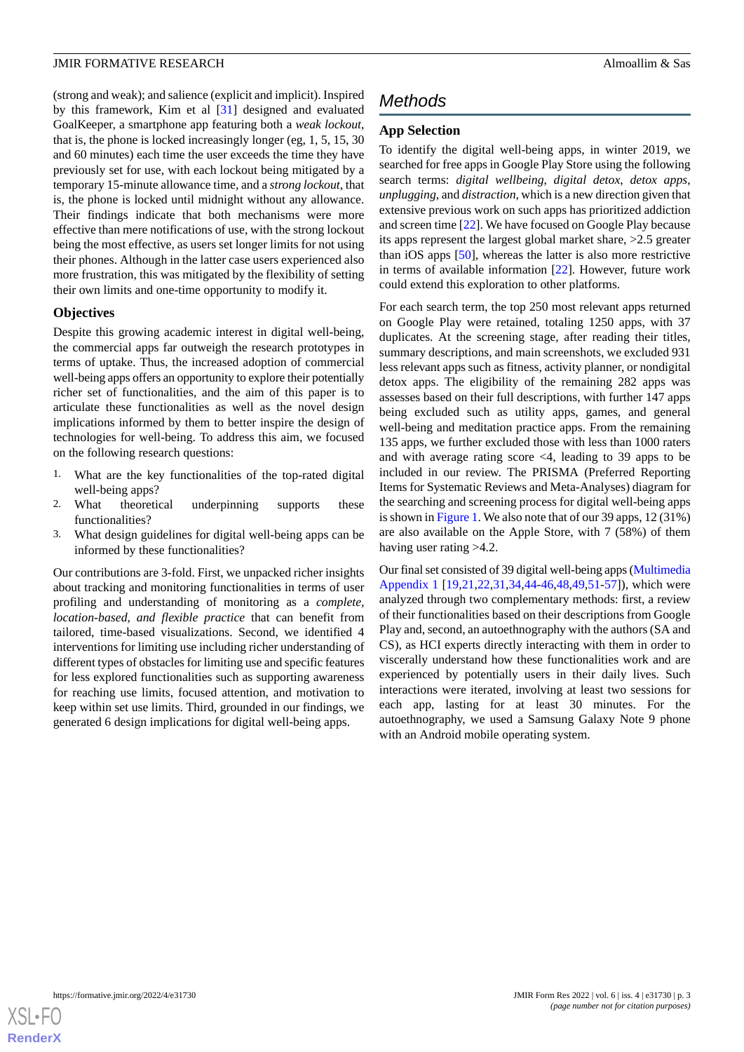(strong and weak); and salience (explicit and implicit). Inspired by this framework, Kim et al [31] designed and evaluated GoalKeeper, a smartphone app featuring both a *weak lockout*, that is, the phone is locked increasingly longer (eg, 1, 5, 15, 30 and 60 minutes) each time the user exceeds the time they have previously set for use, with each lockout being mitigated by a temporary 15-minute allowance time, and a *strong lockout*, that is, the phone is locked until midnight without any allowance. Their findings indicate that both mechanisms were more effective than mere notifications of use, with the strong lockout being the most effective, as users set longer limits for not using their phones. Although in the latter case users experienced also more frustration, this was mitigated by the flexibility of setting their own limits and one-time opportunity to modify it.

### Objectives

Despite this growing academic interest in digital well-being, the commercial apps far outweigh the research prototypes in terms of uptake. Thus, the increased adoption of commercial well-being apps offers an opportunity to explore their potentially richer set of functionalities, and the aim of this paper is to articulate these functionalities as well as the novel design implications informed by them to better inspire the design of technologies for well-being. To address this aim, we focused on the following research questions:

1. What are the key functionalities of the top-rated digital well-being apps?
2. What theoretical underpinning supports these functionalities?
3. What design guidelines for digital well-being apps can be informed by these functionalities?

Our contributions are 3-fold. First, we unpacked richer insights about tracking and monitoring functionalities in terms of user profiling and understanding of monitoring as a *complete, location-based, and flexible practice* that can benefit from tailored, time-based visualizations. Second, we identified 4 interventions for limiting use including richer understanding of different types of obstacles for limiting use and specific features for less explored functionalities such as supporting awareness for reaching use limits, focused attention, and motivation to keep within set use limits. Third, grounded in our findings, we generated 6 design implications for digital well-being apps.

## Methods

### App Selection

To identify the digital well-being apps, in winter 2019, we searched for free apps in Google Play Store using the following search terms: *digital wellbeing*, *digital detox*, *detox apps*, *unplugging*, and *distraction*, which is a new direction given that extensive previous work on such apps has prioritized addiction and screen time [22]. We have focused on Google Play because its apps represent the largest global market share, >2.5 greater than iOS apps [50], whereas the latter is also more restrictive in terms of available information [22]. However, future work could extend this exploration to other platforms.

For each search term, the top 250 most relevant apps returned on Google Play were retained, totaling 1250 apps, with 37 duplicates. At the screening stage, after reading their titles, summary descriptions, and main screenshots, we excluded 931 less relevant apps such as fitness, activity planner, or nondigital detox apps. The eligibility of the remaining 282 apps was assesses based on their full descriptions, with further 147 apps being excluded such as utility apps, games, and general well-being and meditation practice apps. From the remaining 135 apps, we further excluded those with less than 1000 raters and with average rating score <4, leading to 39 apps to be included in our review. The PRISMA (Preferred Reporting Items for Systematic Reviews and Meta-Analyses) diagram for the searching and screening process for digital well-being apps is shown in Figure 1. We also note that of our 39 apps, 12 (31%) are also available on the Apple Store, with 7 (58%) of them having user rating >4.2.

Our final set consisted of 39 digital well-being apps (Multimedia Appendix 1 [19,21,22,31,34,44-46,48,49,51-57]), which were analyzed through two complementary methods: first, a review of their functionalities based on their descriptions from Google Play and, second, an autoethnography with the authors (SA and CS), as HCI experts directly interacting with them in order to viscerally understand how these functionalities work and are experienced by potentially users in their daily lives. Such interactions were iterated, involving at least two sessions for each app, lasting for at least 30 minutes. For the autoethnography, we used a Samsung Galaxy Note 9 phone with an Android mobile operating system.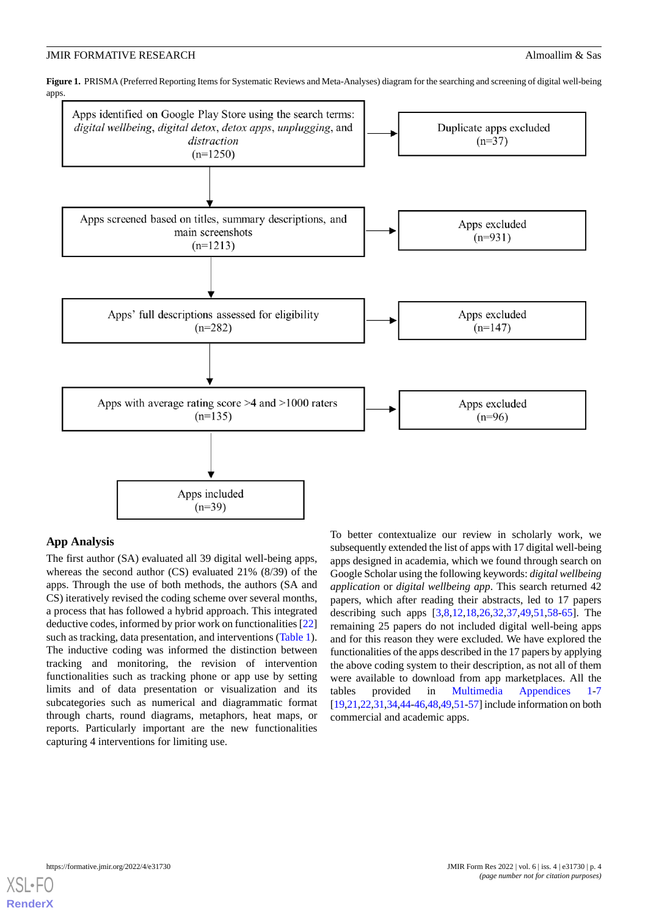**Figure 1.** PRISMA (Preferred Reporting Items for Systematic Reviews and Meta-Analyses) diagram for the searching and screening of digital well-being apps.

Apps identified on Google Play Store using the search terms: *digital wellbeing*, *digital detox*, *detox apps*, *unplugging*, and *distraction* (n=1250)

→ Duplicate apps excluded (n=37)

Apps screened based on titles, summary descriptions, and main screenshots (n=1213)

→ Apps excluded (n=931)

Apps' full descriptions assessed for eligibility (n=282)

→ Apps excluded (n=147)

Apps with average rating score >4 and >1000 raters (n=135)

→ Apps excluded (n=96)

Apps included (n=39)

## App Analysis

The first author (SA) evaluated all 39 digital well-being apps, whereas the second author (CS) evaluated 21% (8/39) of the apps. Through the use of both methods, the authors (SA and CS) iteratively revised the coding scheme over several months, a process that has followed a hybrid approach. This integrated deductive codes, informed by prior work on functionalities [22] such as tracking, data presentation, and interventions (Table 1). The inductive coding was informed the distinction between tracking and monitoring, the revision of intervention functionalities such as tracking phone or app use by setting limits and of data presentation or visualization and its subcategories such as numerical and diagrammatic format through charts, round diagrams, metaphors, heat maps, or reports. Particularly important are the new functionalities capturing 4 interventions for limiting use.

To better contextualize our review in scholarly work, we subsequently extended the list of apps with 17 digital well-being apps designed in academia, which we found through search on Google Scholar using the following keywords: *digital wellbeing application* or *digital wellbeing app*. This search returned 42 papers, which after reading their abstracts, led to 17 papers describing such apps [3,8,12,18,26,32,37,49,51,58-65]. The remaining 25 papers do not included digital well-being apps and for this reason they were excluded. We have explored the functionalities of the apps described in the 17 papers by applying the above coding system to their description, as not all of them were available to download from app marketplaces. All the tables provided in Multimedia Appendices 1-7 [19,21,22,31,34,44-46,48,49,51-57] include information on both commercial and academic apps.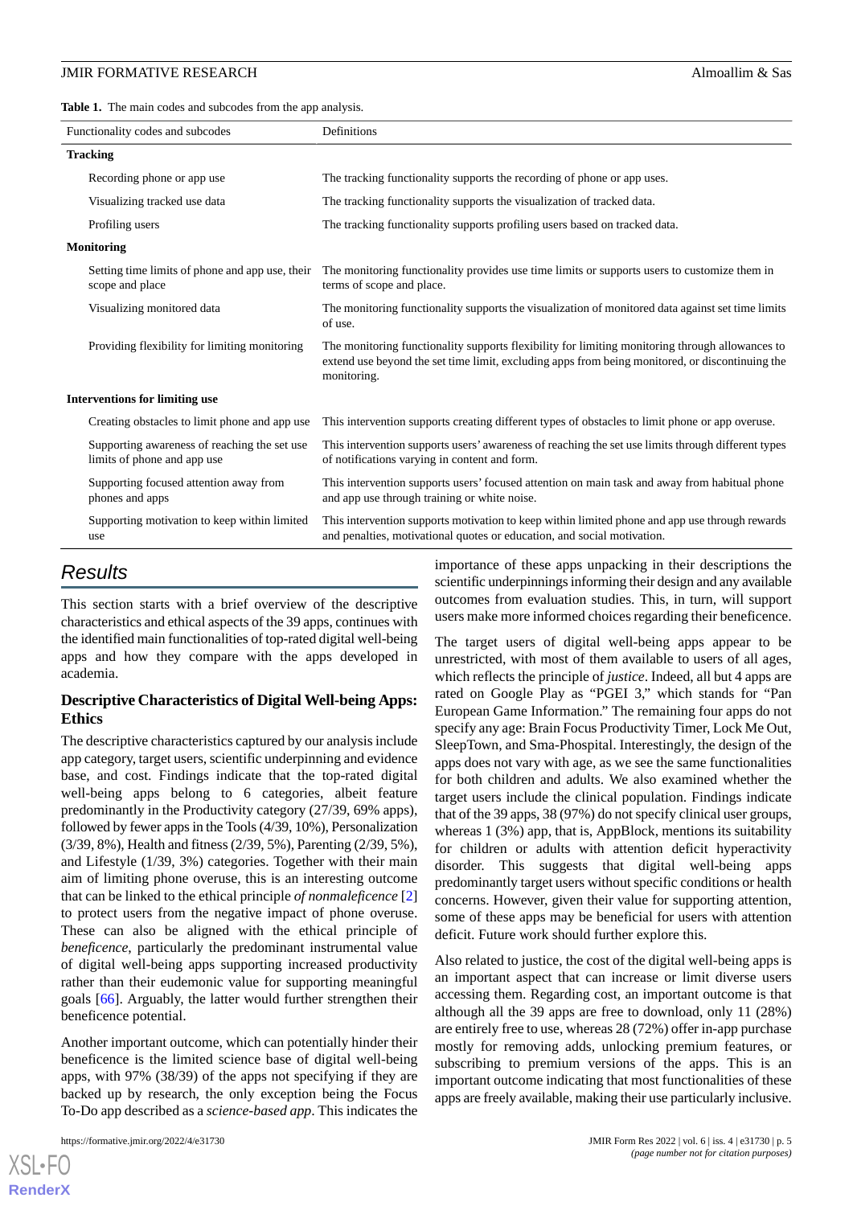**Table 1.** The main codes and subcodes from the app analysis.

| Functionality codes and subcodes | Definitions |
|---|---|
| **Tracking** | |
| Recording phone or app use | The tracking functionality supports the recording of phone or app uses. |
| Visualizing tracked use data | The tracking functionality supports the visualization of tracked data. |
| Profiling users | The tracking functionality supports profiling users based on tracked data. |
| **Monitoring** | |
| Setting time limits of phone and app use, their scope and place | The monitoring functionality provides use time limits or supports users to customize them in terms of scope and place. |
| Visualizing monitored data | The monitoring functionality supports the visualization of monitored data against set time limits of use. |
| Providing flexibility for limiting monitoring | The monitoring functionality supports flexibility for limiting monitoring through allowances to extend use beyond the set time limit, excluding apps from being monitored, or discontinuing the monitoring. |
| **Interventions for limiting use** | |
| Creating obstacles to limit phone and app use | This intervention supports creating different types of obstacles to limit phone or app overuse. |
| Supporting awareness of reaching the set use limits of phone and app use | This intervention supports users' awareness of reaching the set use limits through different types of notifications varying in content and form. |
| Supporting focused attention away from phones and apps | This intervention supports users' focused attention on main task and away from habitual phone and app use through training or white noise. |
| Supporting motivation to keep within limited use | This intervention supports motivation to keep within limited phone and app use through rewards and penalties, motivational quotes or education, and social motivation. |

## Results

This section starts with a brief overview of the descriptive characteristics and ethical aspects of the 39 apps, continues with the identified main functionalities of top-rated digital well-being apps and how they compare with the apps developed in academia.

### Descriptive Characteristics of Digital Well-being Apps: Ethics

The descriptive characteristics captured by our analysis include app category, target users, scientific underpinning and evidence base, and cost. Findings indicate that the top-rated digital well-being apps belong to 6 categories, albeit feature predominantly in the Productivity category (27/39, 69% apps), followed by fewer apps in the Tools (4/39, 10%), Personalization (3/39, 8%), Health and fitness (2/39, 5%), Parenting (2/39, 5%), and Lifestyle (1/39, 3%) categories. Together with their main aim of limiting phone overuse, this is an interesting outcome that can be linked to the ethical principle *of nonmaleficence* [2] to protect users from the negative impact of phone overuse. These can also be aligned with the ethical principle of *beneficence*, particularly the predominant instrumental value of digital well-being apps supporting increased productivity rather than their eudemonic value for supporting meaningful goals [66]. Arguably, the latter would further strengthen their beneficence potential.

Another important outcome, which can potentially hinder their beneficence is the limited science base of digital well-being apps, with 97% (38/39) of the apps not specifying if they are backed up by research, the only exception being the Focus To-Do app described as a *science-based app*. This indicates the importance of these apps unpacking in their descriptions the scientific underpinnings informing their design and any available outcomes from evaluation studies. This, in turn, will support users make more informed choices regarding their beneficence.

The target users of digital well-being apps appear to be unrestricted, with most of them available to users of all ages, which reflects the principle of *justice*. Indeed, all but 4 apps are rated on Google Play as "PGEI 3," which stands for "Pan European Game Information." The remaining four apps do not specify any age: Brain Focus Productivity Timer, Lock Me Out, SleepTown, and Sma-Phospital. Interestingly, the design of the apps does not vary with age, as we see the same functionalities for both children and adults. We also examined whether the target users include the clinical population. Findings indicate that of the 39 apps, 38 (97%) do not specify clinical user groups, whereas 1 (3%) app, that is, AppBlock, mentions its suitability for children or adults with attention deficit hyperactivity disorder. This suggests that digital well-being apps predominantly target users without specific conditions or health concerns. However, given their value for supporting attention, some of these apps may be beneficial for users with attention deficit. Future work should further explore this.

Also related to justice, the cost of the digital well-being apps is an important aspect that can increase or limit diverse users accessing them. Regarding cost, an important outcome is that although all the 39 apps are free to download, only 11 (28%) are entirely free to use, whereas 28 (72%) offer in-app purchase mostly for removing adds, unlocking premium features, or subscribing to premium versions of the apps. This is an important outcome indicating that most functionalities of these apps are freely available, making their use particularly inclusive.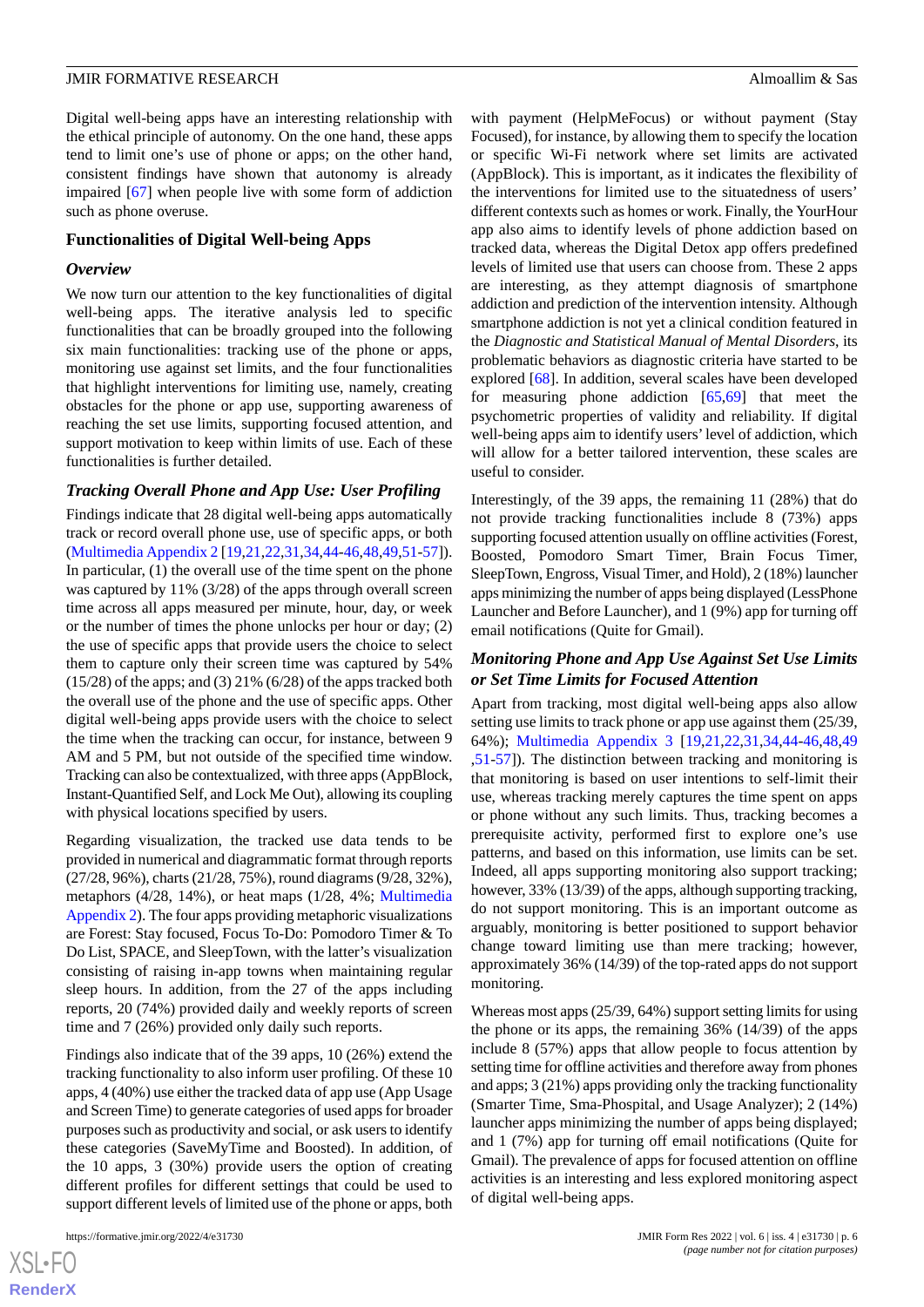Digital well-being apps have an interesting relationship with the ethical principle of autonomy. On the one hand, these apps tend to limit one's use of phone or apps; on the other hand, consistent findings have shown that autonomy is already impaired [67] when people live with some form of addiction such as phone overuse.

### Functionalities of Digital Well-being Apps

#### *Overview*

We now turn our attention to the key functionalities of digital well-being apps. The iterative analysis led to specific functionalities that can be broadly grouped into the following six main functionalities: tracking use of the phone or apps, monitoring use against set limits, and the four functionalities that highlight interventions for limiting use, namely, creating obstacles for the phone or app use, supporting awareness of reaching the set use limits, supporting focused attention, and support motivation to keep within limits of use. Each of these functionalities is further detailed.

#### *Tracking Overall Phone and App Use: User Profiling*

Findings indicate that 28 digital well-being apps automatically track or record overall phone use, use of specific apps, or both (Multimedia Appendix 2 [19,21,22,31,34,44-46,48,49,51-57]). In particular, (1) the overall use of the time spent on the phone was captured by 11% (3/28) of the apps through overall screen time across all apps measured per minute, hour, day, or week or the number of times the phone unlocks per hour or day; (2) the use of specific apps that provide users the choice to select them to capture only their screen time was captured by 54% (15/28) of the apps; and (3) 21% (6/28) of the apps tracked both the overall use of the phone and the use of specific apps. Other digital well-being apps provide users with the choice to select the time when the tracking can occur, for instance, between 9 AM and 5 PM, but not outside of the specified time window. Tracking can also be contextualized, with three apps (AppBlock, Instant-Quantified Self, and Lock Me Out), allowing its coupling with physical locations specified by users.

Regarding visualization, the tracked use data tends to be provided in numerical and diagrammatic format through reports (27/28, 96%), charts (21/28, 75%), round diagrams (9/28, 32%), metaphors (4/28, 14%), or heat maps (1/28, 4%; Multimedia Appendix 2). The four apps providing metaphoric visualizations are Forest: Stay focused, Focus To-Do: Pomodoro Timer & To Do List, SPACE, and SleepTown, with the latter's visualization consisting of raising in-app towns when maintaining regular sleep hours. In addition, from the 27 of the apps including reports, 20 (74%) provided daily and weekly reports of screen time and 7 (26%) provided only daily such reports.

Findings also indicate that of the 39 apps, 10 (26%) extend the tracking functionality to also inform user profiling. Of these 10 apps, 4 (40%) use either the tracked data of app use (App Usage and Screen Time) to generate categories of used apps for broader purposes such as productivity and social, or ask users to identify these categories (SaveMyTime and Boosted). In addition, of the 10 apps, 3 (30%) provide users the option of creating different profiles for different settings that could be used to support different levels of limited use of the phone or apps, both with payment (HelpMeFocus) or without payment (Stay Focused), for instance, by allowing them to specify the location or specific Wi-Fi network where set limits are activated (AppBlock). This is important, as it indicates the flexibility of the interventions for limited use to the situatedness of users' different contexts such as homes or work. Finally, the YourHour app also aims to identify levels of phone addiction based on tracked data, whereas the Digital Detox app offers predefined levels of limited use that users can choose from. These 2 apps are interesting, as they attempt diagnosis of smartphone addiction and prediction of the intervention intensity. Although smartphone addiction is not yet a clinical condition featured in the *Diagnostic and Statistical Manual of Mental Disorders*, its problematic behaviors as diagnostic criteria have started to be explored [68]. In addition, several scales have been developed for measuring phone addiction [65,69] that meet the psychometric properties of validity and reliability. If digital well-being apps aim to identify users' level of addiction, which will allow for a better tailored intervention, these scales are useful to consider.

Interestingly, of the 39 apps, the remaining 11 (28%) that do not provide tracking functionalities include 8 (73%) apps supporting focused attention usually on offline activities (Forest, Boosted, Pomodoro Smart Timer, Brain Focus Timer, SleepTown, Engross, Visual Timer, and Hold), 2 (18%) launcher apps minimizing the number of apps being displayed (LessPhone Launcher and Before Launcher), and 1 (9%) app for turning off email notifications (Quite for Gmail).

#### *Monitoring Phone and App Use Against Set Use Limits or Set Time Limits for Focused Attention*

Apart from tracking, most digital well-being apps also allow setting use limits to track phone or app use against them (25/39, 64%); Multimedia Appendix 3 [19,21,22,31,34,44-46,48,49,51-57]). The distinction between tracking and monitoring is that monitoring is based on user intentions to self-limit their use, whereas tracking merely captures the time spent on apps or phone without any such limits. Thus, tracking becomes a prerequisite activity, performed first to explore one's use patterns, and based on this information, use limits can be set. Indeed, all apps supporting monitoring also support tracking; however, 33% (13/39) of the apps, although supporting tracking, do not support monitoring. This is an important outcome as arguably, monitoring is better positioned to support behavior change toward limiting use than mere tracking; however, approximately 36% (14/39) of the top-rated apps do not support monitoring.

Whereas most apps (25/39, 64%) support setting limits for using the phone or its apps, the remaining 36% (14/39) of the apps include 8 (57%) apps that allow people to focus attention by setting time for offline activities and therefore away from phones and apps; 3 (21%) apps providing only the tracking functionality (Smarter Time, Sma-Phospital, and Usage Analyzer); 2 (14%) launcher apps minimizing the number of apps being displayed; and 1 (7%) app for turning off email notifications (Quite for Gmail). The prevalence of apps for focused attention on offline activities is an interesting and less explored monitoring aspect of digital well-being apps.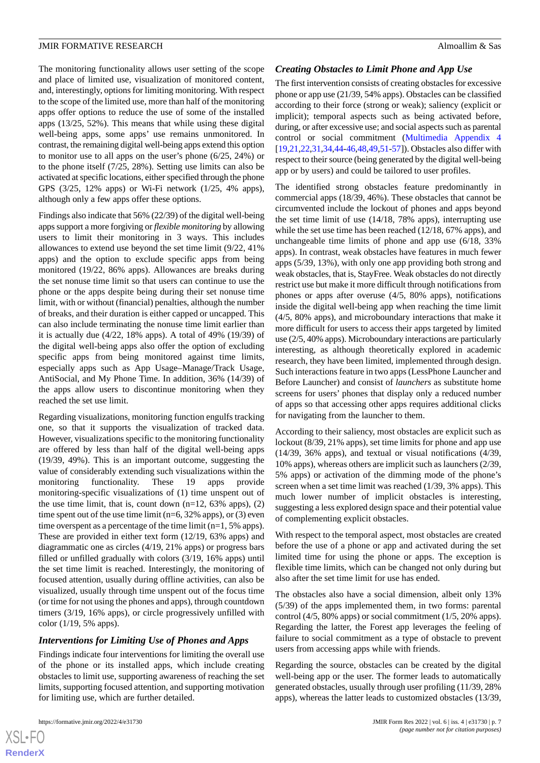The monitoring functionality allows user setting of the scope and place of limited use, visualization of monitored content, and, interestingly, options for limiting monitoring. With respect to the scope of the limited use, more than half of the monitoring apps offer options to reduce the use of some of the installed apps (13/25, 52%). This means that while using these digital well-being apps, some apps' use remains unmonitored. In contrast, the remaining digital well-being apps extend this option to monitor use to all apps on the user's phone (6/25, 24%) or to the phone itself (7/25, 28%). Setting use limits can also be activated at specific locations, either specified through the phone GPS (3/25, 12% apps) or Wi-Fi network (1/25, 4% apps), although only a few apps offer these options.

Findings also indicate that 56% (22/39) of the digital well-being apps support a more forgiving or *flexible monitoring* by allowing users to limit their monitoring in 3 ways. This includes allowances to extend use beyond the set time limit (9/22, 41% apps) and the option to exclude specific apps from being monitored (19/22, 86% apps). Allowances are breaks during the set nonuse time limit so that users can continue to use the phone or the apps despite being during their set nonuse time limit, with or without (financial) penalties, although the number of breaks, and their duration is either capped or uncapped. This can also include terminating the nonuse time limit earlier than it is actually due (4/22, 18% apps). A total of 49% (19/39) of the digital well-being apps also offer the option of excluding specific apps from being monitored against time limits, especially apps such as App Usage–Manage/Track Usage, AntiSocial, and My Phone Time. In addition, 36% (14/39) of the apps allow users to discontinue monitoring when they reached the set use limit.

Regarding visualizations, monitoring function engulfs tracking one, so that it supports the visualization of tracked data. However, visualizations specific to the monitoring functionality are offered by less than half of the digital well-being apps (19/39, 49%). This is an important outcome, suggesting the value of considerably extending such visualizations within the monitoring functionality. These 19 apps provide monitoring-specific visualizations of (1) time unspent out of the use time limit, that is, count down (n=12, 63% apps), (2) time spent out of the use time limit (n=6, 32% apps), or (3) even time overspent as a percentage of the time limit (n=1, 5% apps). These are provided in either text form (12/19, 63% apps) and diagrammatic one as circles (4/19, 21% apps) or progress bars filled or unfilled gradually with colors (3/19, 16% apps) until the set time limit is reached. Interestingly, the monitoring of focused attention, usually during offline activities, can also be visualized, usually through time unspent out of the focus time (or time for not using the phones and apps), through countdown timers (3/19, 16% apps), or circle progressively unfilled with color (1/19, 5% apps).

### Interventions for Limiting Use of Phones and Apps

Findings indicate four interventions for limiting the overall use of the phone or its installed apps, which include creating obstacles to limit use, supporting awareness of reaching the set limits, supporting focused attention, and supporting motivation for limiting use, which are further detailed.

### Creating Obstacles to Limit Phone and App Use

The first intervention consists of creating obstacles for excessive phone or app use (21/39, 54% apps). Obstacles can be classified according to their force (strong or weak); saliency (explicit or implicit); temporal aspects such as being activated before, during, or after excessive use; and social aspects such as parental control or social commitment (Multimedia Appendix 4 [19,21,22,31,34,44-46,48,49,51-57]). Obstacles also differ with respect to their source (being generated by the digital well-being app or by users) and could be tailored to user profiles.

The identified strong obstacles feature predominantly in commercial apps (18/39, 46%). These obstacles that cannot be circumvented include the lockout of phones and apps beyond the set time limit of use (14/18, 78% apps), interrupting use while the set use time has been reached (12/18, 67% apps), and unchangeable time limits of phone and app use (6/18, 33% apps). In contrast, weak obstacles have features in much fewer apps (5/39, 13%), with only one app providing both strong and weak obstacles, that is, StayFree. Weak obstacles do not directly restrict use but make it more difficult through notifications from phones or apps after overuse (4/5, 80% apps), notifications inside the digital well-being app when reaching the time limit (4/5, 80% apps), and microboundary interactions that make it more difficult for users to access their apps targeted by limited use (2/5, 40% apps). Microboundary interactions are particularly interesting, as although theoretically explored in academic research, they have been limited, implemented through design. Such interactions feature in two apps (LessPhone Launcher and Before Launcher) and consist of *launchers* as substitute home screens for users' phones that display only a reduced number of apps so that accessing other apps requires additional clicks for navigating from the launcher to them.

According to their saliency, most obstacles are explicit such as lockout (8/39, 21% apps), set time limits for phone and app use (14/39, 36% apps), and textual or visual notifications (4/39, 10% apps), whereas others are implicit such as launchers (2/39, 5% apps) or activation of the dimming mode of the phone's screen when a set time limit was reached (1/39, 3% apps). This much lower number of implicit obstacles is interesting, suggesting a less explored design space and their potential value of complementing explicit obstacles.

With respect to the temporal aspect, most obstacles are created before the use of a phone or app and activated during the set limited time for using the phone or apps. The exception is flexible time limits, which can be changed not only during but also after the set time limit for use has ended.

The obstacles also have a social dimension, albeit only 13% (5/39) of the apps implemented them, in two forms: parental control (4/5, 80% apps) or social commitment (1/5, 20% apps). Regarding the latter, the Forest app leverages the feeling of failure to social commitment as a type of obstacle to prevent users from accessing apps while with friends.

Regarding the source, obstacles can be created by the digital well-being app or the user. The former leads to automatically generated obstacles, usually through user profiling (11/39, 28% apps), whereas the latter leads to customized obstacles (13/39,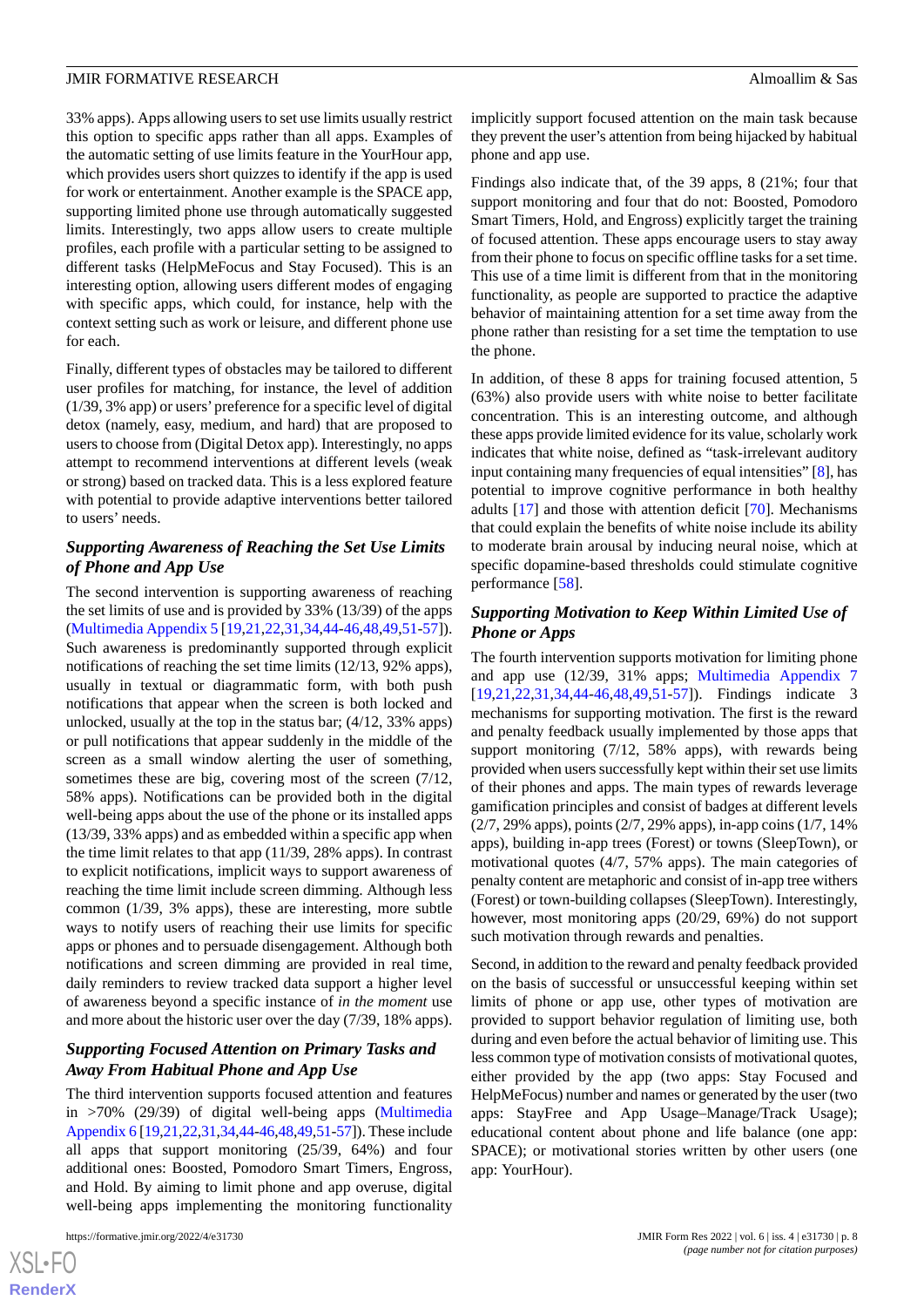33% apps). Apps allowing users to set use limits usually restrict this option to specific apps rather than all apps. Examples of the automatic setting of use limits feature in the YourHour app, which provides users short quizzes to identify if the app is used for work or entertainment. Another example is the SPACE app, supporting limited phone use through automatically suggested limits. Interestingly, two apps allow users to create multiple profiles, each profile with a particular setting to be assigned to different tasks (HelpMeFocus and Stay Focused). This is an interesting option, allowing users different modes of engaging with specific apps, which could, for instance, help with the context setting such as work or leisure, and different phone use for each.

Finally, different types of obstacles may be tailored to different user profiles for matching, for instance, the level of addition (1/39, 3% app) or users' preference for a specific level of digital detox (namely, easy, medium, and hard) that are proposed to users to choose from (Digital Detox app). Interestingly, no apps attempt to recommend interventions at different levels (weak or strong) based on tracked data. This is a less explored feature with potential to provide adaptive interventions better tailored to users' needs.

### *Supporting Awareness of Reaching the Set Use Limits of Phone and App Use*

The second intervention is supporting awareness of reaching the set limits of use and is provided by 33% (13/39) of the apps (Multimedia Appendix 5 [19,21,22,31,34,44-46,48,49,51-57]). Such awareness is predominantly supported through explicit notifications of reaching the set time limits (12/13, 92% apps), usually in textual or diagrammatic form, with both push notifications that appear when the screen is both locked and unlocked, usually at the top in the status bar; (4/12, 33% apps) or pull notifications that appear suddenly in the middle of the screen as a small window alerting the user of something, sometimes these are big, covering most of the screen (7/12, 58% apps). Notifications can be provided both in the digital well-being apps about the use of the phone or its installed apps (13/39, 33% apps) and as embedded within a specific app when the time limit relates to that app (11/39, 28% apps). In contrast to explicit notifications, implicit ways to support awareness of reaching the time limit include screen dimming. Although less common (1/39, 3% apps), these are interesting, more subtle ways to notify users of reaching their use limits for specific apps or phones and to persuade disengagement. Although both notifications and screen dimming are provided in real time, daily reminders to review tracked data support a higher level of awareness beyond a specific instance of *in the moment* use and more about the historic user over the day (7/39, 18% apps).

### *Supporting Focused Attention on Primary Tasks and Away From Habitual Phone and App Use*

The third intervention supports focused attention and features in >70% (29/39) of digital well-being apps (Multimedia Appendix 6 [19,21,22,31,34,44-46,48,49,51-57]). These include all apps that support monitoring (25/39, 64%) and four additional ones: Boosted, Pomodoro Smart Timers, Engross, and Hold. By aiming to limit phone and app overuse, digital well-being apps implementing the monitoring functionality implicitly support focused attention on the main task because they prevent the user's attention from being hijacked by habitual phone and app use.

Findings also indicate that, of the 39 apps, 8 (21%; four that support monitoring and four that do not: Boosted, Pomodoro Smart Timers, Hold, and Engross) explicitly target the training of focused attention. These apps encourage users to stay away from their phone to focus on specific offline tasks for a set time. This use of a time limit is different from that in the monitoring functionality, as people are supported to practice the adaptive behavior of maintaining attention for a set time away from the phone rather than resisting for a set time the temptation to use the phone.

In addition, of these 8 apps for training focused attention, 5 (63%) also provide users with white noise to better facilitate concentration. This is an interesting outcome, and although these apps provide limited evidence for its value, scholarly work indicates that white noise, defined as "task-irrelevant auditory input containing many frequencies of equal intensities" [8], has potential to improve cognitive performance in both healthy adults [17] and those with attention deficit [70]. Mechanisms that could explain the benefits of white noise include its ability to moderate brain arousal by inducing neural noise, which at specific dopamine-based thresholds could stimulate cognitive performance [58].

### *Supporting Motivation to Keep Within Limited Use of Phone or Apps*

The fourth intervention supports motivation for limiting phone and app use (12/39, 31% apps; Multimedia Appendix 7 [19,21,22,31,34,44-46,48,49,51-57]). Findings indicate 3 mechanisms for supporting motivation. The first is the reward and penalty feedback usually implemented by those apps that support monitoring (7/12, 58% apps), with rewards being provided when users successfully kept within their set use limits of their phones and apps. The main types of rewards leverage gamification principles and consist of badges at different levels (2/7, 29% apps), points (2/7, 29% apps), in-app coins (1/7, 14% apps), building in-app trees (Forest) or towns (SleepTown), or motivational quotes (4/7, 57% apps). The main categories of penalty content are metaphoric and consist of in-app tree withers (Forest) or town-building collapses (SleepTown). Interestingly, however, most monitoring apps (20/29, 69%) do not support such motivation through rewards and penalties.

Second, in addition to the reward and penalty feedback provided on the basis of successful or unsuccessful keeping within set limits of phone or app use, other types of motivation are provided to support behavior regulation of limiting use, both during and even before the actual behavior of limiting use. This less common type of motivation consists of motivational quotes, either provided by the app (two apps: Stay Focused and HelpMeFocus) number and names or generated by the user (two apps: StayFree and App Usage–Manage/Track Usage); educational content about phone and life balance (one app: SPACE); or motivational stories written by other users (one app: YourHour).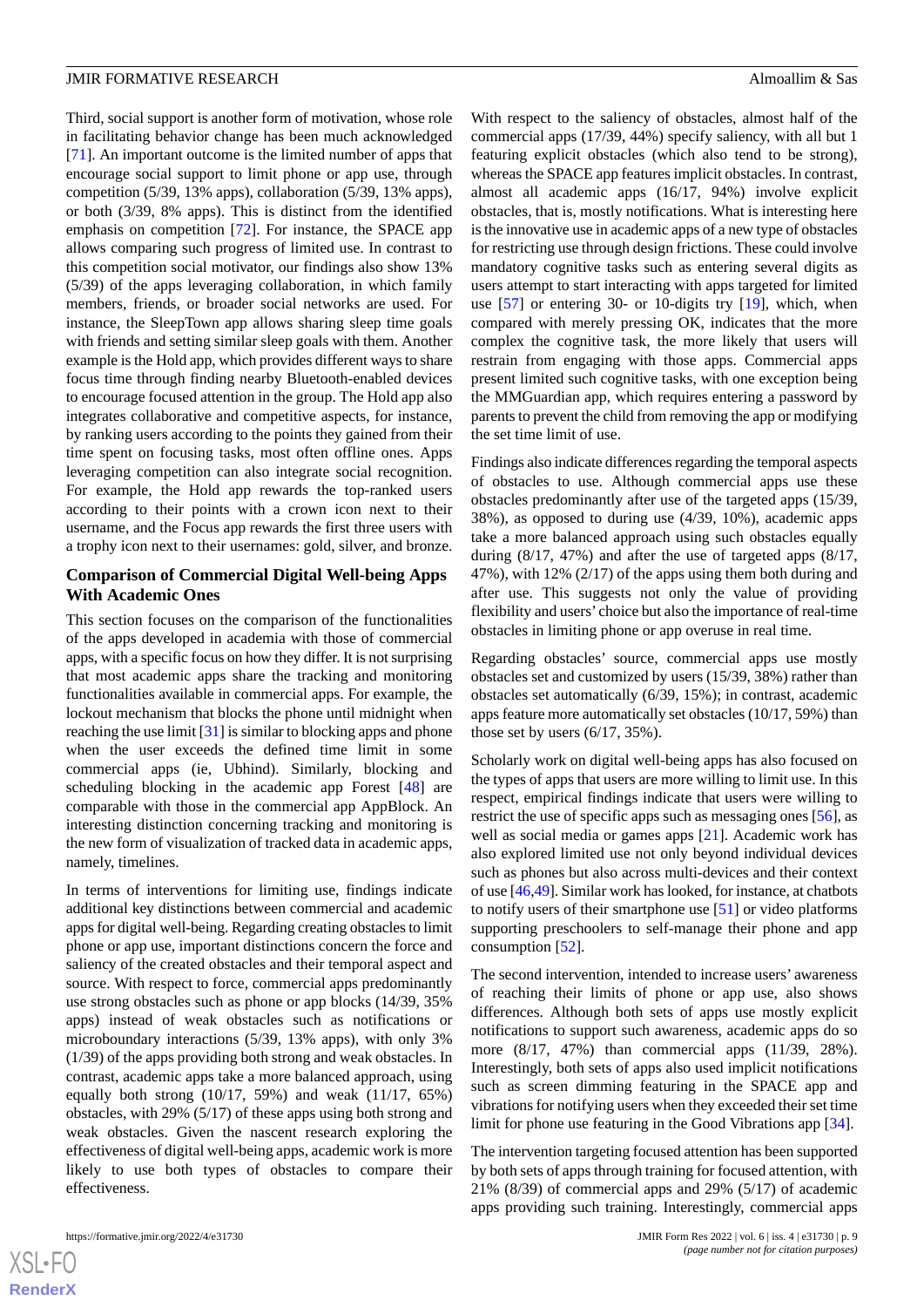Third, social support is another form of motivation, whose role in facilitating behavior change has been much acknowledged [71]. An important outcome is the limited number of apps that encourage social support to limit phone or app use, through competition (5/39, 13% apps), collaboration (5/39, 13% apps), or both (3/39, 8% apps). This is distinct from the identified emphasis on competition [72]. For instance, the SPACE app allows comparing such progress of limited use. In contrast to this competition social motivator, our findings also show 13% (5/39) of the apps leveraging collaboration, in which family members, friends, or broader social networks are used. For instance, the SleepTown app allows sharing sleep time goals with friends and setting similar sleep goals with them. Another example is the Hold app, which provides different ways to share focus time through finding nearby Bluetooth-enabled devices to encourage focused attention in the group. The Hold app also integrates collaborative and competitive aspects, for instance, by ranking users according to the points they gained from their time spent on focusing tasks, most often offline ones. Apps leveraging competition can also integrate social recognition. For example, the Hold app rewards the top-ranked users according to their points with a crown icon next to their username, and the Focus app rewards the first three users with a trophy icon next to their usernames: gold, silver, and bronze.

## Comparison of Commercial Digital Well-being Apps With Academic Ones

This section focuses on the comparison of the functionalities of the apps developed in academia with those of commercial apps, with a specific focus on how they differ. It is not surprising that most academic apps share the tracking and monitoring functionalities available in commercial apps. For example, the lockout mechanism that blocks the phone until midnight when reaching the use limit [31] is similar to blocking apps and phone when the user exceeds the defined time limit in some commercial apps (ie, Ubhind). Similarly, blocking and scheduling blocking in the academic app Forest [48] are comparable with those in the commercial app AppBlock. An interesting distinction concerning tracking and monitoring is the new form of visualization of tracked data in academic apps, namely, timelines.

In terms of interventions for limiting use, findings indicate additional key distinctions between commercial and academic apps for digital well-being. Regarding creating obstacles to limit phone or app use, important distinctions concern the force and saliency of the created obstacles and their temporal aspect and source. With respect to force, commercial apps predominantly use strong obstacles such as phone or app blocks (14/39, 35% apps) instead of weak obstacles such as notifications or microboundary interactions (5/39, 13% apps), with only 3% (1/39) of the apps providing both strong and weak obstacles. In contrast, academic apps take a more balanced approach, using equally both strong (10/17, 59%) and weak (11/17, 65%) obstacles, with 29% (5/17) of these apps using both strong and weak obstacles. Given the nascent research exploring the effectiveness of digital well-being apps, academic work is more likely to use both types of obstacles to compare their effectiveness.

With respect to the saliency of obstacles, almost half of the commercial apps (17/39, 44%) specify saliency, with all but 1 featuring explicit obstacles (which also tend to be strong), whereas the SPACE app features implicit obstacles. In contrast, almost all academic apps (16/17, 94%) involve explicit obstacles, that is, mostly notifications. What is interesting here is the innovative use in academic apps of a new type of obstacles for restricting use through design frictions. These could involve mandatory cognitive tasks such as entering several digits as users attempt to start interacting with apps targeted for limited use [57] or entering 30- or 10-digits try [19], which, when compared with merely pressing OK, indicates that the more complex the cognitive task, the more likely that users will restrain from engaging with those apps. Commercial apps present limited such cognitive tasks, with one exception being the MMGuardian app, which requires entering a password by parents to prevent the child from removing the app or modifying the set time limit of use.

Findings also indicate differences regarding the temporal aspects of obstacles to use. Although commercial apps use these obstacles predominantly after use of the targeted apps (15/39, 38%), as opposed to during use (4/39, 10%), academic apps take a more balanced approach using such obstacles equally during (8/17, 47%) and after the use of targeted apps (8/17, 47%), with 12% (2/17) of the apps using them both during and after use. This suggests not only the value of providing flexibility and users' choice but also the importance of real-time obstacles in limiting phone or app overuse in real time.

Regarding obstacles' source, commercial apps use mostly obstacles set and customized by users (15/39, 38%) rather than obstacles set automatically (6/39, 15%); in contrast, academic apps feature more automatically set obstacles (10/17, 59%) than those set by users (6/17, 35%).

Scholarly work on digital well-being apps has also focused on the types of apps that users are more willing to limit use. In this respect, empirical findings indicate that users were willing to restrict the use of specific apps such as messaging ones [56], as well as social media or games apps [21]. Academic work has also explored limited use not only beyond individual devices such as phones but also across multi-devices and their context of use [46,49]. Similar work has looked, for instance, at chatbots to notify users of their smartphone use [51] or video platforms supporting preschoolers to self-manage their phone and app consumption [52].

The second intervention, intended to increase users' awareness of reaching their limits of phone or app use, also shows differences. Although both sets of apps use mostly explicit notifications to support such awareness, academic apps do so more (8/17, 47%) than commercial apps (11/39, 28%). Interestingly, both sets of apps also used implicit notifications such as screen dimming featuring in the SPACE app and vibrations for notifying users when they exceeded their set time limit for phone use featuring in the Good Vibrations app [34].

The intervention targeting focused attention has been supported by both sets of apps through training for focused attention, with 21% (8/39) of commercial apps and 29% (5/17) of academic apps providing such training. Interestingly, commercial apps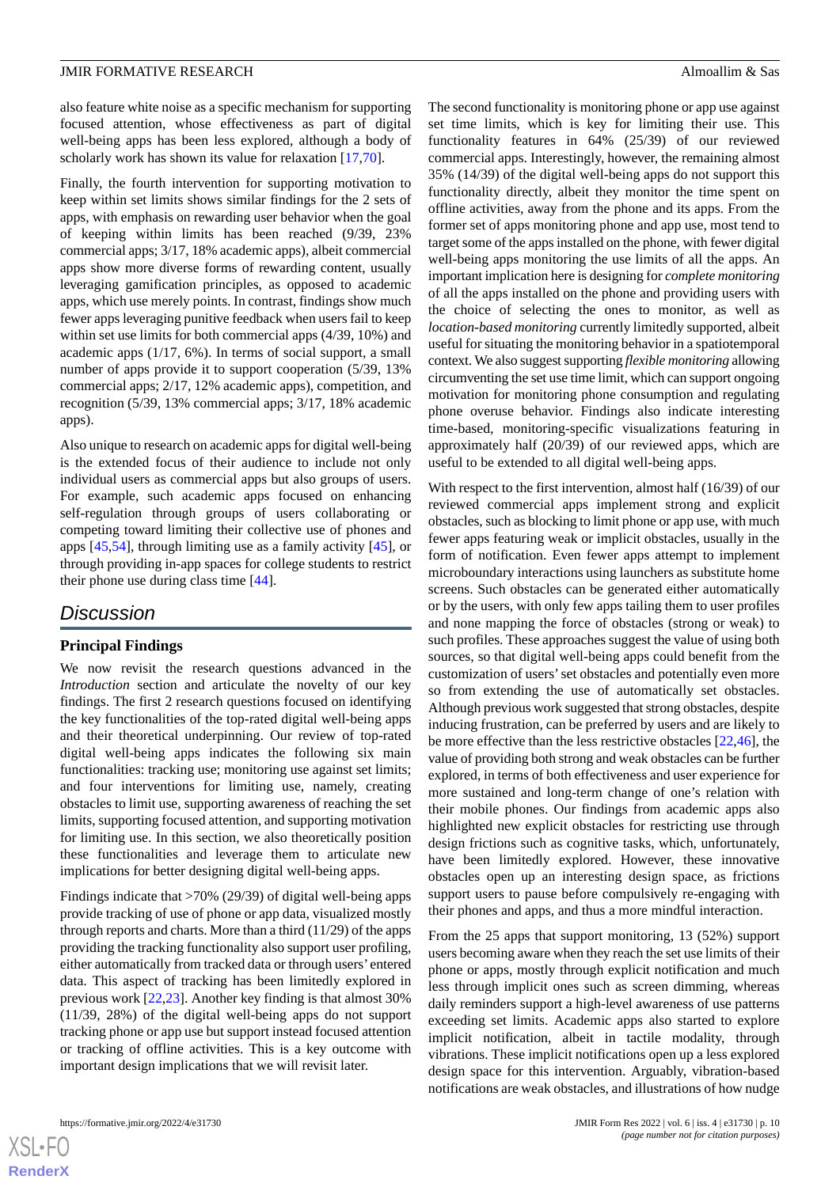also feature white noise as a specific mechanism for supporting focused attention, whose effectiveness as part of digital well-being apps has been less explored, although a body of scholarly work has shown its value for relaxation [17,70].

Finally, the fourth intervention for supporting motivation to keep within set limits shows similar findings for the 2 sets of apps, with emphasis on rewarding user behavior when the goal of keeping within limits has been reached (9/39, 23% commercial apps; 3/17, 18% academic apps), albeit commercial apps show more diverse forms of rewarding content, usually leveraging gamification principles, as opposed to academic apps, which use merely points. In contrast, findings show much fewer apps leveraging punitive feedback when users fail to keep within set use limits for both commercial apps (4/39, 10%) and academic apps (1/17, 6%). In terms of social support, a small number of apps provide it to support cooperation (5/39, 13% commercial apps; 2/17, 12% academic apps), competition, and recognition (5/39, 13% commercial apps; 3/17, 18% academic apps).

Also unique to research on academic apps for digital well-being is the extended focus of their audience to include not only individual users as commercial apps but also groups of users. For example, such academic apps focused on enhancing self-regulation through groups of users collaborating or competing toward limiting their collective use of phones and apps [45,54], through limiting use as a family activity [45], or through providing in-app spaces for college students to restrict their phone use during class time [44].

## Discussion

### Principal Findings

We now revisit the research questions advanced in the *Introduction* section and articulate the novelty of our key findings. The first 2 research questions focused on identifying the key functionalities of the top-rated digital well-being apps and their theoretical underpinning. Our review of top-rated digital well-being apps indicates the following six main functionalities: tracking use; monitoring use against set limits; and four interventions for limiting use, namely, creating obstacles to limit use, supporting awareness of reaching the set limits, supporting focused attention, and supporting motivation for limiting use. In this section, we also theoretically position these functionalities and leverage them to articulate new implications for better designing digital well-being apps.

Findings indicate that >70% (29/39) of digital well-being apps provide tracking of use of phone or app data, visualized mostly through reports and charts. More than a third (11/29) of the apps providing the tracking functionality also support user profiling, either automatically from tracked data or through users' entered data. This aspect of tracking has been limitedly explored in previous work [22,23]. Another key finding is that almost 30% (11/39, 28%) of the digital well-being apps do not support tracking phone or app use but support instead focused attention or tracking of offline activities. This is a key outcome with important design implications that we will revisit later.

The second functionality is monitoring phone or app use against set time limits, which is key for limiting their use. This functionality features in 64% (25/39) of our reviewed commercial apps. Interestingly, however, the remaining almost 35% (14/39) of the digital well-being apps do not support this functionality directly, albeit they monitor the time spent on offline activities, away from the phone and its apps. From the former set of apps monitoring phone and app use, most tend to target some of the apps installed on the phone, with fewer digital well-being apps monitoring the use limits of all the apps. An important implication here is designing for *complete monitoring* of all the apps installed on the phone and providing users with the choice of selecting the ones to monitor, as well as *location-based monitoring* currently limitedly supported, albeit useful for situating the monitoring behavior in a spatiotemporal context. We also suggest supporting *flexible monitoring* allowing circumventing the set use time limit, which can support ongoing motivation for monitoring phone consumption and regulating phone overuse behavior. Findings also indicate interesting time-based, monitoring-specific visualizations featuring in approximately half (20/39) of our reviewed apps, which are useful to be extended to all digital well-being apps.

With respect to the first intervention, almost half (16/39) of our reviewed commercial apps implement strong and explicit obstacles, such as blocking to limit phone or app use, with much fewer apps featuring weak or implicit obstacles, usually in the form of notification. Even fewer apps attempt to implement microboundary interactions using launchers as substitute home screens. Such obstacles can be generated either automatically or by the users, with only few apps tailing them to user profiles and none mapping the force of obstacles (strong or weak) to such profiles. These approaches suggest the value of using both sources, so that digital well-being apps could benefit from the customization of users' set obstacles and potentially even more so from extending the use of automatically set obstacles. Although previous work suggested that strong obstacles, despite inducing frustration, can be preferred by users and are likely to be more effective than the less restrictive obstacles [22,46], the value of providing both strong and weak obstacles can be further explored, in terms of both effectiveness and user experience for more sustained and long-term change of one's relation with their mobile phones. Our findings from academic apps also highlighted new explicit obstacles for restricting use through design frictions such as cognitive tasks, which, unfortunately, have been limitedly explored. However, these innovative obstacles open up an interesting design space, as frictions support users to pause before compulsively re-engaging with their phones and apps, and thus a more mindful interaction.

From the 25 apps that support monitoring, 13 (52%) support users becoming aware when they reach the set use limits of their phone or apps, mostly through explicit notification and much less through implicit ones such as screen dimming, whereas daily reminders support a high-level awareness of use patterns exceeding set limits. Academic apps also started to explore implicit notification, albeit in tactile modality, through vibrations. These implicit notifications open up a less explored design space for this intervention. Arguably, vibration-based notifications are weak obstacles, and illustrations of how nudge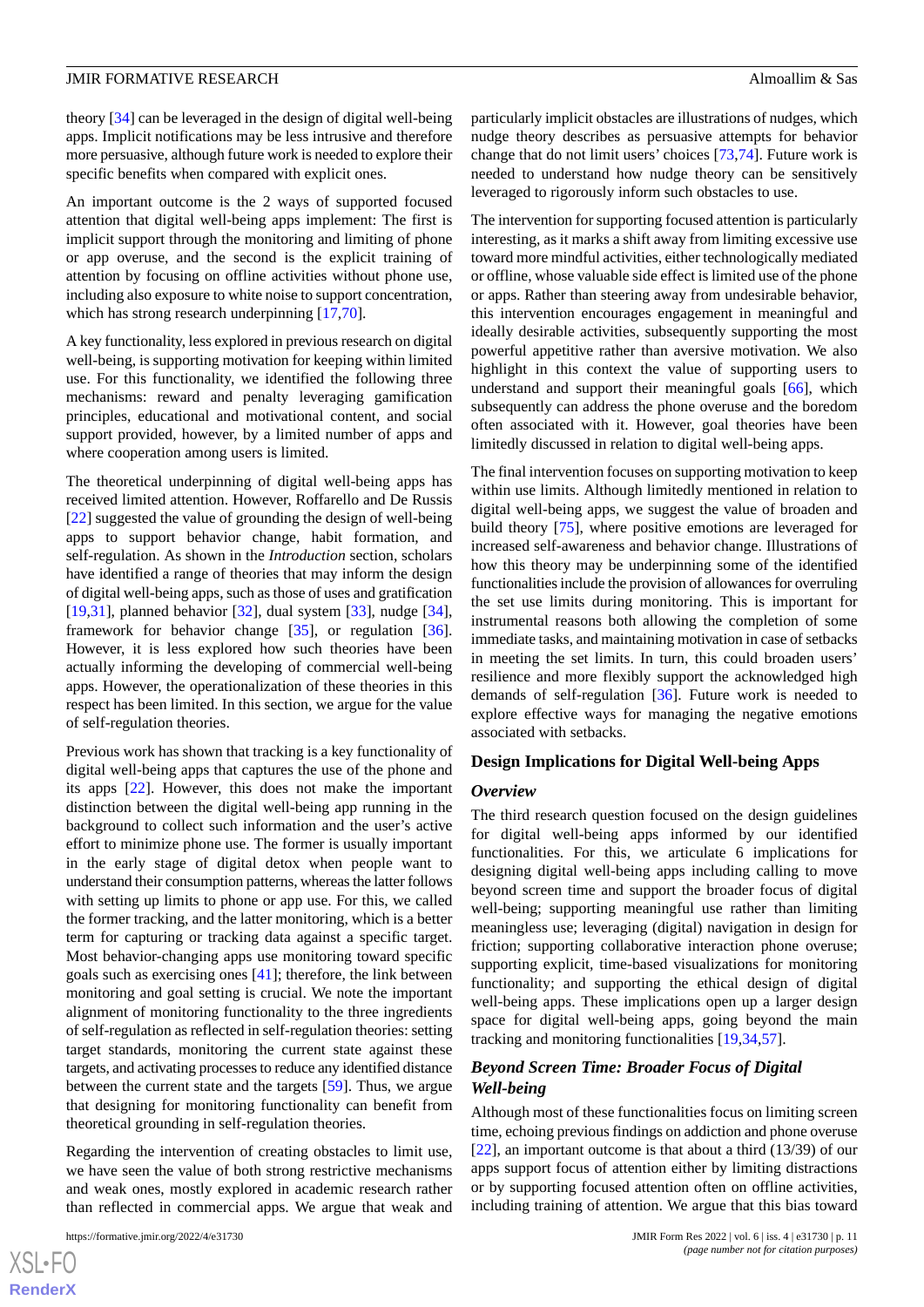theory [34] can be leveraged in the design of digital well-being apps. Implicit notifications may be less intrusive and therefore more persuasive, although future work is needed to explore their specific benefits when compared with explicit ones.

An important outcome is the 2 ways of supported focused attention that digital well-being apps implement: The first is implicit support through the monitoring and limiting of phone or app overuse, and the second is the explicit training of attention by focusing on offline activities without phone use, including also exposure to white noise to support concentration, which has strong research underpinning [17,70].

A key functionality, less explored in previous research on digital well-being, is supporting motivation for keeping within limited use. For this functionality, we identified the following three mechanisms: reward and penalty leveraging gamification principles, educational and motivational content, and social support provided, however, by a limited number of apps and where cooperation among users is limited.

The theoretical underpinning of digital well-being apps has received limited attention. However, Roffarello and De Russis [22] suggested the value of grounding the design of well-being apps to support behavior change, habit formation, and self-regulation. As shown in the *Introduction* section, scholars have identified a range of theories that may inform the design of digital well-being apps, such as those of uses and gratification [19,31], planned behavior [32], dual system [33], nudge [34], framework for behavior change [35], or regulation [36]. However, it is less explored how such theories have been actually informing the developing of commercial well-being apps. However, the operationalization of these theories in this respect has been limited. In this section, we argue for the value of self-regulation theories.

Previous work has shown that tracking is a key functionality of digital well-being apps that captures the use of the phone and its apps [22]. However, this does not make the important distinction between the digital well-being app running in the background to collect such information and the user's active effort to minimize phone use. The former is usually important in the early stage of digital detox when people want to understand their consumption patterns, whereas the latter follows with setting up limits to phone or app use. For this, we called the former tracking, and the latter monitoring, which is a better term for capturing or tracking data against a specific target. Most behavior-changing apps use monitoring toward specific goals such as exercising ones [41]; therefore, the link between monitoring and goal setting is crucial. We note the important alignment of monitoring functionality to the three ingredients of self-regulation as reflected in self-regulation theories: setting target standards, monitoring the current state against these targets, and activating processes to reduce any identified distance between the current state and the targets [59]. Thus, we argue that designing for monitoring functionality can benefit from theoretical grounding in self-regulation theories.

Regarding the intervention of creating obstacles to limit use, we have seen the value of both strong restrictive mechanisms and weak ones, mostly explored in academic research rather than reflected in commercial apps. We argue that weak and particularly implicit obstacles are illustrations of nudges, which nudge theory describes as persuasive attempts for behavior change that do not limit users' choices [73,74]. Future work is needed to understand how nudge theory can be sensitively leveraged to rigorously inform such obstacles to use.

The intervention for supporting focused attention is particularly interesting, as it marks a shift away from limiting excessive use toward more mindful activities, either technologically mediated or offline, whose valuable side effect is limited use of the phone or apps. Rather than steering away from undesirable behavior, this intervention encourages engagement in meaningful and ideally desirable activities, subsequently supporting the most powerful appetitive rather than aversive motivation. We also highlight in this context the value of supporting users to understand and support their meaningful goals [66], which subsequently can address the phone overuse and the boredom often associated with it. However, goal theories have been limitedly discussed in relation to digital well-being apps.

The final intervention focuses on supporting motivation to keep within use limits. Although limitedly mentioned in relation to digital well-being apps, we suggest the value of broaden and build theory [75], where positive emotions are leveraged for increased self-awareness and behavior change. Illustrations of how this theory may be underpinning some of the identified functionalities include the provision of allowances for overruling the set use limits during monitoring. This is important for instrumental reasons both allowing the completion of some immediate tasks, and maintaining motivation in case of setbacks in meeting the set limits. In turn, this could broaden users' resilience and more flexibly support the acknowledged high demands of self-regulation [36]. Future work is needed to explore effective ways for managing the negative emotions associated with setbacks.

## Design Implications for Digital Well-being Apps

### Overview

The third research question focused on the design guidelines for digital well-being apps informed by our identified functionalities. For this, we articulate 6 implications for designing digital well-being apps including calling to move beyond screen time and support the broader focus of digital well-being; supporting meaningful use rather than limiting meaningless use; leveraging (digital) navigation in design for friction; supporting collaborative interaction phone overuse; supporting explicit, time-based visualizations for monitoring functionality; and supporting the ethical design of digital well-being apps. These implications open up a larger design space for digital well-being apps, going beyond the main tracking and monitoring functionalities [19,34,57].

### Beyond Screen Time: Broader Focus of Digital Well-being

Although most of these functionalities focus on limiting screen time, echoing previous findings on addiction and phone overuse [22], an important outcome is that about a third (13/39) of our apps support focus of attention either by limiting distractions or by supporting focused attention often on offline activities, including training of attention. We argue that this bias toward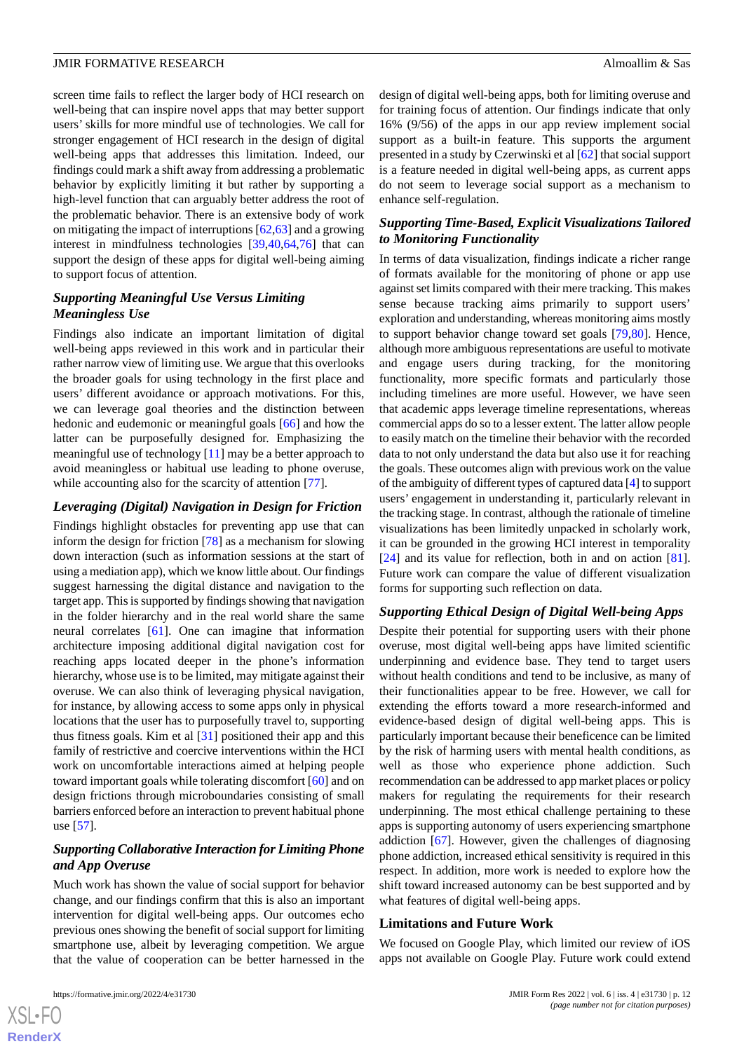screen time fails to reflect the larger body of HCI research on well-being that can inspire novel apps that may better support users' skills for more mindful use of technologies. We call for stronger engagement of HCI research in the design of digital well-being apps that addresses this limitation. Indeed, our findings could mark a shift away from addressing a problematic behavior by explicitly limiting it but rather by supporting a high-level function that can arguably better address the root of the problematic behavior. There is an extensive body of work on mitigating the impact of interruptions [62,63] and a growing interest in mindfulness technologies [39,40,64,76] that can support the design of these apps for digital well-being aiming to support focus of attention.

### Supporting Meaningful Use Versus Limiting Meaningless Use

Findings also indicate an important limitation of digital well-being apps reviewed in this work and in particular their rather narrow view of limiting use. We argue that this overlooks the broader goals for using technology in the first place and users' different avoidance or approach motivations. For this, we can leverage goal theories and the distinction between hedonic and eudemonic or meaningful goals [66] and how the latter can be purposefully designed for. Emphasizing the meaningful use of technology [11] may be a better approach to avoid meaningless or habitual use leading to phone overuse, while accounting also for the scarcity of attention [77].

### Leveraging (Digital) Navigation in Design for Friction

Findings highlight obstacles for preventing app use that can inform the design for friction [78] as a mechanism for slowing down interaction (such as information sessions at the start of using a mediation app), which we know little about. Our findings suggest harnessing the digital distance and navigation to the target app. This is supported by findings showing that navigation in the folder hierarchy and in the real world share the same neural correlates [61]. One can imagine that information architecture imposing additional digital navigation cost for reaching apps located deeper in the phone's information hierarchy, whose use is to be limited, may mitigate against their overuse. We can also think of leveraging physical navigation, for instance, by allowing access to some apps only in physical locations that the user has to purposefully travel to, supporting thus fitness goals. Kim et al [31] positioned their app and this family of restrictive and coercive interventions within the HCI work on uncomfortable interactions aimed at helping people toward important goals while tolerating discomfort [60] and on design frictions through microboundaries consisting of small barriers enforced before an interaction to prevent habitual phone use [57].

### Supporting Collaborative Interaction for Limiting Phone and App Overuse

Much work has shown the value of social support for behavior change, and our findings confirm that this is also an important intervention for digital well-being apps. Our outcomes echo previous ones showing the benefit of social support for limiting smartphone use, albeit by leveraging competition. We argue that the value of cooperation can be better harnessed in the design of digital well-being apps, both for limiting overuse and for training focus of attention. Our findings indicate that only 16% (9/56) of the apps in our app review implement social support as a built-in feature. This supports the argument presented in a study by Czerwinski et al [62] that social support is a feature needed in digital well-being apps, as current apps do not seem to leverage social support as a mechanism to enhance self-regulation.

### Supporting Time-Based, Explicit Visualizations Tailored to Monitoring Functionality

In terms of data visualization, findings indicate a richer range of formats available for the monitoring of phone or app use against set limits compared with their mere tracking. This makes sense because tracking aims primarily to support users' exploration and understanding, whereas monitoring aims mostly to support behavior change toward set goals [79,80]. Hence, although more ambiguous representations are useful to motivate and engage users during tracking, for the monitoring functionality, more specific formats and particularly those including timelines are more useful. However, we have seen that academic apps leverage timeline representations, whereas commercial apps do so to a lesser extent. The latter allow people to easily match on the timeline their behavior with the recorded data to not only understand the data but also use it for reaching the goals. These outcomes align with previous work on the value of the ambiguity of different types of captured data [4] to support users' engagement in understanding it, particularly relevant in the tracking stage. In contrast, although the rationale of timeline visualizations has been limitedly unpacked in scholarly work, it can be grounded in the growing HCI interest in temporality [24] and its value for reflection, both in and on action [81]. Future work can compare the value of different visualization forms for supporting such reflection on data.

### Supporting Ethical Design of Digital Well-being Apps

Despite their potential for supporting users with their phone overuse, most digital well-being apps have limited scientific underpinning and evidence base. They tend to target users without health conditions and tend to be inclusive, as many of their functionalities appear to be free. However, we call for extending the efforts toward a more research-informed and evidence-based design of digital well-being apps. This is particularly important because their beneficence can be limited by the risk of harming users with mental health conditions, as well as those who experience phone addiction. Such recommendation can be addressed to app market places or policy makers for regulating the requirements for their research underpinning. The most ethical challenge pertaining to these apps is supporting autonomy of users experiencing smartphone addiction [67]. However, given the challenges of diagnosing phone addiction, increased ethical sensitivity is required in this respect. In addition, more work is needed to explore how the shift toward increased autonomy can be best supported and by what features of digital well-being apps.

## Limitations and Future Work

We focused on Google Play, which limited our review of iOS apps not available on Google Play. Future work could extend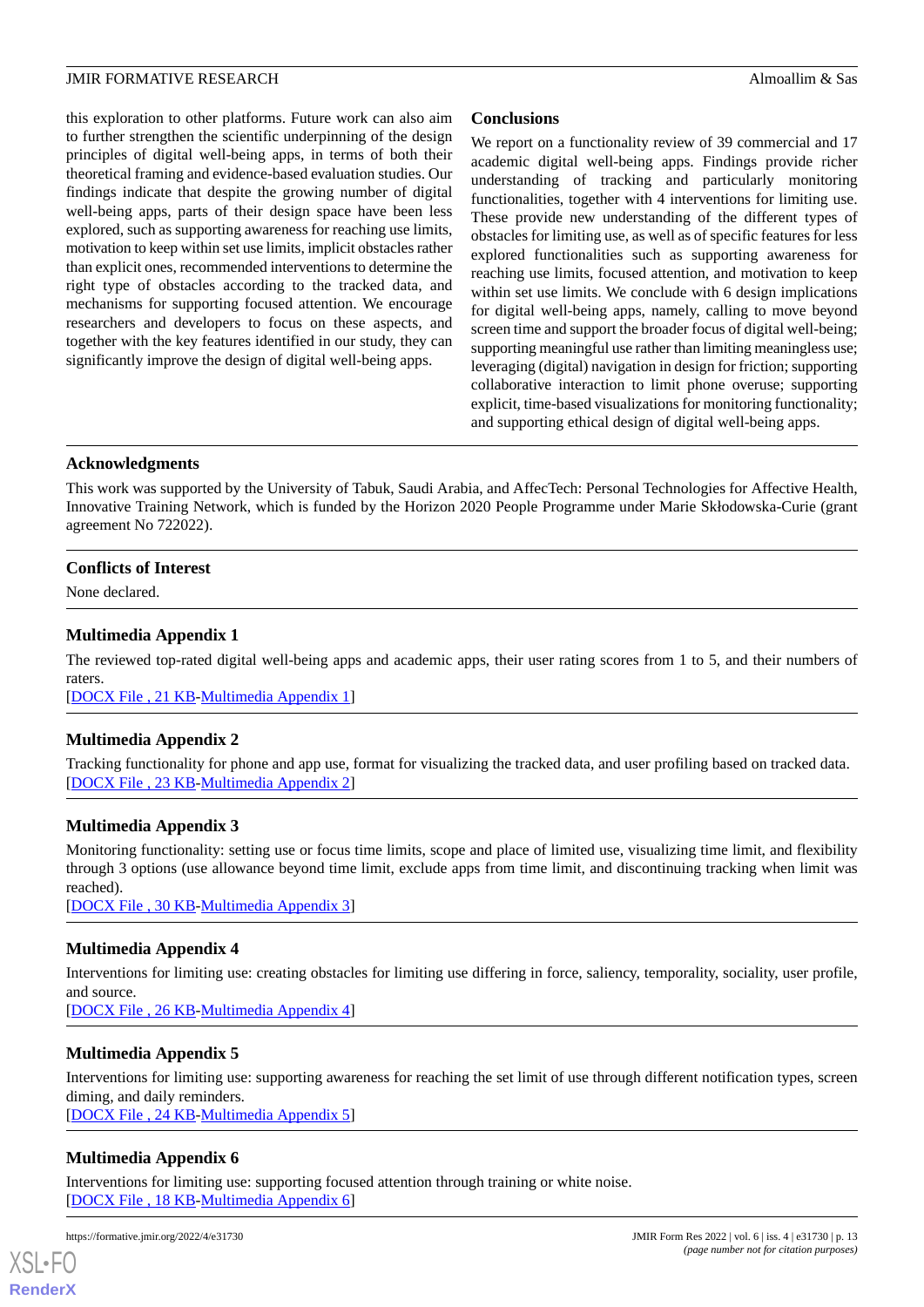this exploration to other platforms. Future work can also aim to further strengthen the scientific underpinning of the design principles of digital well-being apps, in terms of both their theoretical framing and evidence-based evaluation studies. Our findings indicate that despite the growing number of digital well-being apps, parts of their design space have been less explored, such as supporting awareness for reaching use limits, motivation to keep within set use limits, implicit obstacles rather than explicit ones, recommended interventions to determine the right type of obstacles according to the tracked data, and mechanisms for supporting focused attention. We encourage researchers and developers to focus on these aspects, and together with the key features identified in our study, they can significantly improve the design of digital well-being apps.

## Conclusions

We report on a functionality review of 39 commercial and 17 academic digital well-being apps. Findings provide richer understanding of tracking and particularly monitoring functionalities, together with 4 interventions for limiting use. These provide new understanding of the different types of obstacles for limiting use, as well as of specific features for less explored functionalities such as supporting awareness for reaching use limits, focused attention, and motivation to keep within set use limits. We conclude with 6 design implications for digital well-being apps, namely, calling to move beyond screen time and support the broader focus of digital well-being; supporting meaningful use rather than limiting meaningless use; leveraging (digital) navigation in design for friction; supporting collaborative interaction to limit phone overuse; supporting explicit, time-based visualizations for monitoring functionality; and supporting ethical design of digital well-being apps.

## Acknowledgments

This work was supported by the University of Tabuk, Saudi Arabia, and AffecTech: Personal Technologies for Affective Health, Innovative Training Network, which is funded by the Horizon 2020 People Programme under Marie Skłodowska-Curie (grant agreement No 722022).

## Conflicts of Interest

None declared.

## Multimedia Appendix 1

The reviewed top-rated digital well-being apps and academic apps, their user rating scores from 1 to 5, and their numbers of raters.

[DOCX File , 21 KB-Multimedia Appendix 1]

## Multimedia Appendix 2

Tracking functionality for phone and app use, format for visualizing the tracked data, and user profiling based on tracked data.

[DOCX File , 23 KB-Multimedia Appendix 2]

## Multimedia Appendix 3

Monitoring functionality: setting use or focus time limits, scope and place of limited use, visualizing time limit, and flexibility through 3 options (use allowance beyond time limit, exclude apps from time limit, and discontinuing tracking when limit was reached).

[DOCX File , 30 KB-Multimedia Appendix 3]

## Multimedia Appendix 4

Interventions for limiting use: creating obstacles for limiting use differing in force, saliency, temporality, sociality, user profile, and source.

[DOCX File , 26 KB-Multimedia Appendix 4]

## Multimedia Appendix 5

Interventions for limiting use: supporting awareness for reaching the set limit of use through different notification types, screen diming, and daily reminders.

[DOCX File , 24 KB-Multimedia Appendix 5]

## Multimedia Appendix 6

Interventions for limiting use: supporting focused attention through training or white noise.

[DOCX File , 18 KB-Multimedia Appendix 6]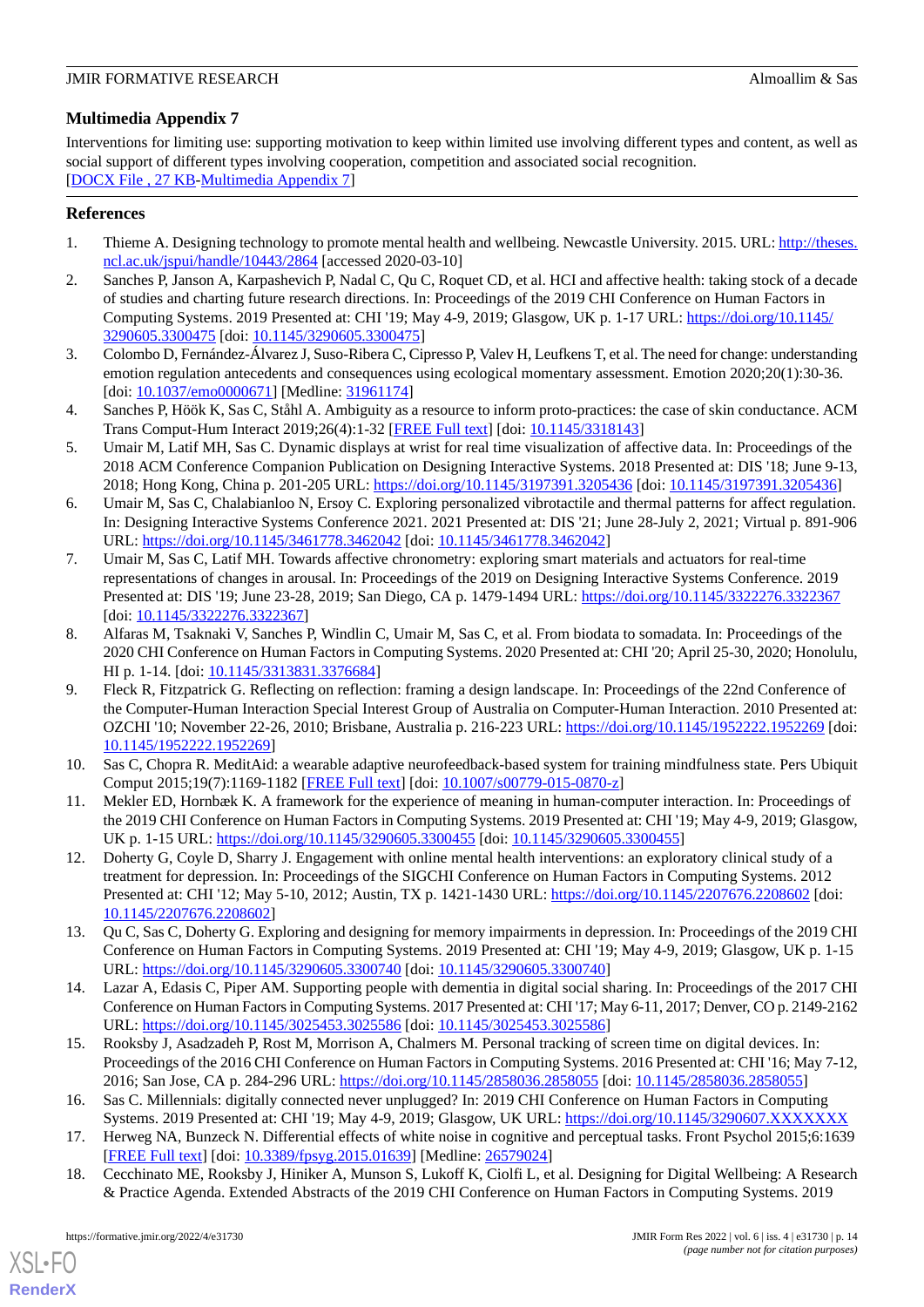## Multimedia Appendix 7

Interventions for limiting use: supporting motivation to keep within limited use involving different types and content, as well as social support of different types involving cooperation, competition and associated social recognition.

[DOCX File , 27 KB-Multimedia Appendix 7]

## References

1. Thieme A. Designing technology to promote mental health and wellbeing. Newcastle University. 2015. URL: http://theses.ncl.ac.uk/jspui/handle/10443/2864 [accessed 2020-03-10]
2. Sanches P, Janson A, Karpashevich P, Nadal C, Qu C, Roquet CD, et al. HCI and affective health: taking stock of a decade of studies and charting future research directions. In: Proceedings of the 2019 CHI Conference on Human Factors in Computing Systems. 2019 Presented at: CHI '19; May 4-9, 2019; Glasgow, UK p. 1-17 URL: https://doi.org/10.1145/3290605.3300475 [doi: 10.1145/3290605.3300475]
3. Colombo D, Fernández-Álvarez J, Suso-Ribera C, Cipresso P, Valev H, Leufkens T, et al. The need for change: understanding emotion regulation antecedents and consequences using ecological momentary assessment. Emotion 2020;20(1):30-36. [doi: 10.1037/emo0000671] [Medline: 31961174]
4. Sanches P, Höök K, Sas C, Ståhl A. Ambiguity as a resource to inform proto-practices: the case of skin conductance. ACM Trans Comput-Hum Interact 2019;26(4):1-32 [FREE Full text] [doi: 10.1145/3318143]
5. Umair M, Latif MH, Sas C. Dynamic displays at wrist for real time visualization of affective data. In: Proceedings of the 2018 ACM Conference Companion Publication on Designing Interactive Systems. 2018 Presented at: DIS '18; June 9-13, 2018; Hong Kong, China p. 201-205 URL: https://doi.org/10.1145/3197391.3205436 [doi: 10.1145/3197391.3205436]
6. Umair M, Sas C, Chalabianloo N, Ersoy C. Exploring personalized vibrotactile and thermal patterns for affect regulation. In: Designing Interactive Systems Conference 2021. 2021 Presented at: DIS '21; June 28-July 2, 2021; Virtual p. 891-906 URL: https://doi.org/10.1145/3461778.3462042 [doi: 10.1145/3461778.3462042]
7. Umair M, Sas C, Latif MH. Towards affective chronometry: exploring smart materials and actuators for real-time representations of changes in arousal. In: Proceedings of the 2019 on Designing Interactive Systems Conference. 2019 Presented at: DIS '19; June 23-28, 2019; San Diego, CA p. 1479-1494 URL: https://doi.org/10.1145/3322276.3322367 [doi: 10.1145/3322276.3322367]
8. Alfaras M, Tsaknaki V, Sanches P, Windlin C, Umair M, Sas C, et al. From biodata to somadata. In: Proceedings of the 2020 CHI Conference on Human Factors in Computing Systems. 2020 Presented at: CHI '20; April 25-30, 2020; Honolulu, HI p. 1-14. [doi: 10.1145/3313831.3376684]
9. Fleck R, Fitzpatrick G. Reflecting on reflection: framing a design landscape. In: Proceedings of the 22nd Conference of the Computer-Human Interaction Special Interest Group of Australia on Computer-Human Interaction. 2010 Presented at: OZCHI '10; November 22-26, 2010; Brisbane, Australia p. 216-223 URL: https://doi.org/10.1145/1952222.1952269 [doi: 10.1145/1952222.1952269]
10. Sas C, Chopra R. MeditAid: a wearable adaptive neurofeedback-based system for training mindfulness state. Pers Ubiquit Comput 2015;19(7):1169-1182 [FREE Full text] [doi: 10.1007/s00779-015-0870-z]
11. Mekler ED, Hornbæk K. A framework for the experience of meaning in human-computer interaction. In: Proceedings of the 2019 CHI Conference on Human Factors in Computing Systems. 2019 Presented at: CHI '19; May 4-9, 2019; Glasgow, UK p. 1-15 URL: https://doi.org/10.1145/3290605.3300455 [doi: 10.1145/3290605.3300455]
12. Doherty G, Coyle D, Sharry J. Engagement with online mental health interventions: an exploratory clinical study of a treatment for depression. In: Proceedings of the SIGCHI Conference on Human Factors in Computing Systems. 2012 Presented at: CHI '12; May 5-10, 2012; Austin, TX p. 1421-1430 URL: https://doi.org/10.1145/2207676.2208602 [doi: 10.1145/2207676.2208602]
13. Qu C, Sas C, Doherty G. Exploring and designing for memory impairments in depression. In: Proceedings of the 2019 CHI Conference on Human Factors in Computing Systems. 2019 Presented at: CHI '19; May 4-9, 2019; Glasgow, UK p. 1-15 URL: https://doi.org/10.1145/3290605.3300740 [doi: 10.1145/3290605.3300740]
14. Lazar A, Edasis C, Piper AM. Supporting people with dementia in digital social sharing. In: Proceedings of the 2017 CHI Conference on Human Factors in Computing Systems. 2017 Presented at: CHI '17; May 6-11, 2017; Denver, CO p. 2149-2162 URL: https://doi.org/10.1145/3025453.3025586 [doi: 10.1145/3025453.3025586]
15. Rooksby J, Asadzadeh P, Rost M, Morrison A, Chalmers M. Personal tracking of screen time on digital devices. In: Proceedings of the 2016 CHI Conference on Human Factors in Computing Systems. 2016 Presented at: CHI '16; May 7-12, 2016; San Jose, CA p. 284-296 URL: https://doi.org/10.1145/2858036.2858055 [doi: 10.1145/2858036.2858055]
16. Sas C. Millennials: digitally connected never unplugged? In: 2019 CHI Conference on Human Factors in Computing Systems. 2019 Presented at: CHI '19; May 4-9, 2019; Glasgow, UK URL: https://doi.org/10.1145/3290607.XXXXXXX
17. Herweg NA, Bunzeck N. Differential effects of white noise in cognitive and perceptual tasks. Front Psychol 2015;6:1639 [FREE Full text] [doi: 10.3389/fpsyg.2015.01639] [Medline: 26579024]
18. Cecchinato ME, Rooksby J, Hiniker A, Munson S, Lukoff K, Ciolfi L, et al. Designing for Digital Wellbeing: A Research & Practice Agenda. Extended Abstracts of the 2019 CHI Conference on Human Factors in Computing Systems. 2019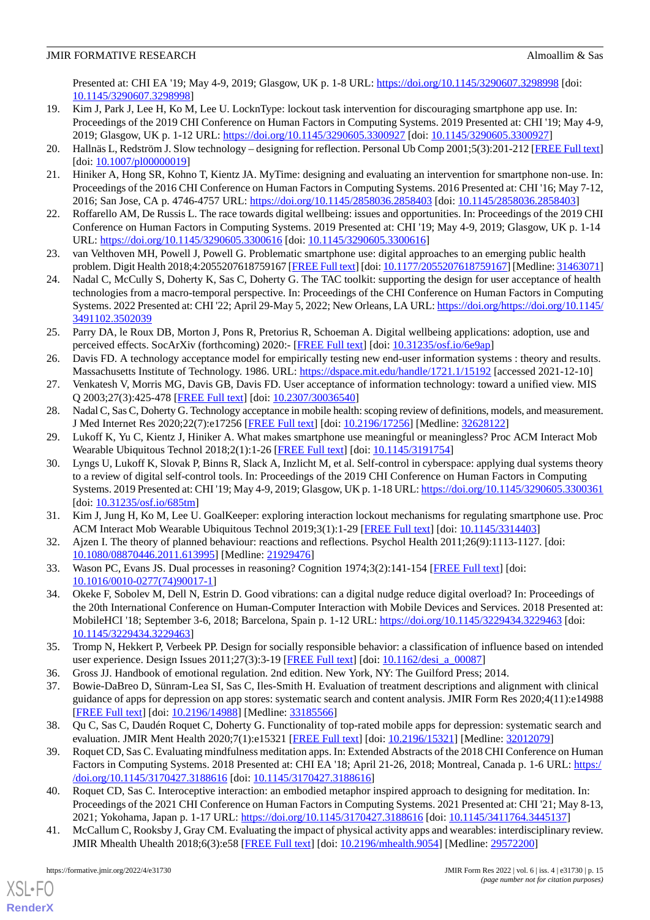Presented at: CHI EA '19; May 4-9, 2019; Glasgow, UK p. 1-8 URL: https://doi.org/10.1145/3290607.3298998 [doi: 10.1145/3290607.3298998]

19. Kim J, Park J, Lee H, Ko M, Lee U. LocknType: lockout task intervention for discouraging smartphone app use. In: Proceedings of the 2019 CHI Conference on Human Factors in Computing Systems. 2019 Presented at: CHI '19; May 4-9, 2019; Glasgow, UK p. 1-12 URL: https://doi.org/10.1145/3290605.3300927 [doi: 10.1145/3290605.3300927]
20. Hallnäs L, Redström J. Slow technology – designing for reflection. Personal Ub Comp 2001;5(3):201-212 [FREE Full text] [doi: 10.1007/pl00000019]
21. Hiniker A, Hong SR, Kohno T, Kientz JA. MyTime: designing and evaluating an intervention for smartphone non-use. In: Proceedings of the 2016 CHI Conference on Human Factors in Computing Systems. 2016 Presented at: CHI '16; May 7-12, 2016; San Jose, CA p. 4746-4757 URL: https://doi.org/10.1145/2858036.2858403 [doi: 10.1145/2858036.2858403]
22. Roffarello AM, De Russis L. The race towards digital wellbeing: issues and opportunities. In: Proceedings of the 2019 CHI Conference on Human Factors in Computing Systems. 2019 Presented at: CHI '19; May 4-9, 2019; Glasgow, UK p. 1-14 URL: https://doi.org/10.1145/3290605.3300616 [doi: 10.1145/3290605.3300616]
23. van Velthoven MH, Powell J, Powell G. Problematic smartphone use: digital approaches to an emerging public health problem. Digit Health 2018;4:2055207618759167 [FREE Full text] [doi: 10.1177/2055207618759167] [Medline: 31463071]
24. Nadal C, McCully S, Doherty K, Sas C, Doherty G. The TAC toolkit: supporting the design for user acceptance of health technologies from a macro-temporal perspective. In: Proceedings of the CHI Conference on Human Factors in Computing Systems. 2022 Presented at: CHI '22; April 29-May 5, 2022; New Orleans, LA URL: https://doi.org/https://doi.org/10.1145/3491102.3502039
25. Parry DA, le Roux DB, Morton J, Pons R, Pretorius R, Schoeman A. Digital wellbeing applications: adoption, use and perceived effects. SocArXiv (forthcoming) 2020:- [FREE Full text] [doi: 10.31235/osf.io/6e9ap]
26. Davis FD. A technology acceptance model for empirically testing new end-user information systems : theory and results. Massachusetts Institute of Technology. 1986. URL: https://dspace.mit.edu/handle/1721.1/15192 [accessed 2021-12-10]
27. Venkatesh V, Morris MG, Davis GB, Davis FD. User acceptance of information technology: toward a unified view. MIS Q 2003;27(3):425-478 [FREE Full text] [doi: 10.2307/30036540]
28. Nadal C, Sas C, Doherty G. Technology acceptance in mobile health: scoping review of definitions, models, and measurement. J Med Internet Res 2020;22(7):e17256 [FREE Full text] [doi: 10.2196/17256] [Medline: 32628122]
29. Lukoff K, Yu C, Kientz J, Hiniker A. What makes smartphone use meaningful or meaningless? Proc ACM Interact Mob Wearable Ubiquitous Technol 2018;2(1):1-26 [FREE Full text] [doi: 10.1145/3191754]
30. Lyngs U, Lukoff K, Slovak P, Binns R, Slack A, Inzlicht M, et al. Self-control in cyberspace: applying dual systems theory to a review of digital self-control tools. In: Proceedings of the 2019 CHI Conference on Human Factors in Computing Systems. 2019 Presented at: CHI '19; May 4-9, 2019; Glasgow, UK p. 1-18 URL: https://doi.org/10.1145/3290605.3300361 [doi: 10.31235/osf.io/685tm]
31. Kim J, Jung H, Ko M, Lee U. GoalKeeper: exploring interaction lockout mechanisms for regulating smartphone use. Proc ACM Interact Mob Wearable Ubiquitous Technol 2019;3(1):1-29 [FREE Full text] [doi: 10.1145/3314403]
32. Ajzen I. The theory of planned behaviour: reactions and reflections. Psychol Health 2011;26(9):1113-1127. [doi: 10.1080/08870446.2011.613995] [Medline: 21929476]
33. Wason PC, Evans JS. Dual processes in reasoning? Cognition 1974;3(2):141-154 [FREE Full text] [doi: 10.1016/0010-0277(74)90017-1]
34. Okeke F, Sobolev M, Dell N, Estrin D. Good vibrations: can a digital nudge reduce digital overload? In: Proceedings of the 20th International Conference on Human-Computer Interaction with Mobile Devices and Services. 2018 Presented at: MobileHCI '18; September 3-6, 2018; Barcelona, Spain p. 1-12 URL: https://doi.org/10.1145/3229434.3229463 [doi: 10.1145/3229434.3229463]
35. Tromp N, Hekkert P, Verbeek PP. Design for socially responsible behavior: a classification of influence based on intended user experience. Design Issues 2011;27(3):3-19 [FREE Full text] [doi: 10.1162/desi_a_00087]
36. Gross JJ. Handbook of emotional regulation. 2nd edition. New York, NY: The Guilford Press; 2014.
37. Bowie-DaBreo D, Sünram-Lea SI, Sas C, Iles-Smith H. Evaluation of treatment descriptions and alignment with clinical guidance of apps for depression on app stores: systematic search and content analysis. JMIR Form Res 2020;4(11):e14988 [FREE Full text] [doi: 10.2196/14988] [Medline: 33185566]
38. Qu C, Sas C, Daudén Roquet C, Doherty G. Functionality of top-rated mobile apps for depression: systematic search and evaluation. JMIR Ment Health 2020;7(1):e15321 [FREE Full text] [doi: 10.2196/15321] [Medline: 32012079]
39. Roquet CD, Sas C. Evaluating mindfulness meditation apps. In: Extended Abstracts of the 2018 CHI Conference on Human Factors in Computing Systems. 2018 Presented at: CHI EA '18; April 21-26, 2018; Montreal, Canada p. 1-6 URL: https://doi.org/10.1145/3170427.3188616 [doi: 10.1145/3170427.3188616]
40. Roquet CD, Sas C. Interoceptive interaction: an embodied metaphor inspired approach to designing for meditation. In: Proceedings of the 2021 CHI Conference on Human Factors in Computing Systems. 2021 Presented at: CHI '21; May 8-13, 2021; Yokohama, Japan p. 1-17 URL: https://doi.org/10.1145/3170427.3188616 [doi: 10.1145/3411764.3445137]
41. McCallum C, Rooksby J, Gray CM. Evaluating the impact of physical activity apps and wearables: interdisciplinary review. JMIR Mhealth Uhealth 2018;6(3):e58 [FREE Full text] [doi: 10.2196/mhealth.9054] [Medline: 29572200]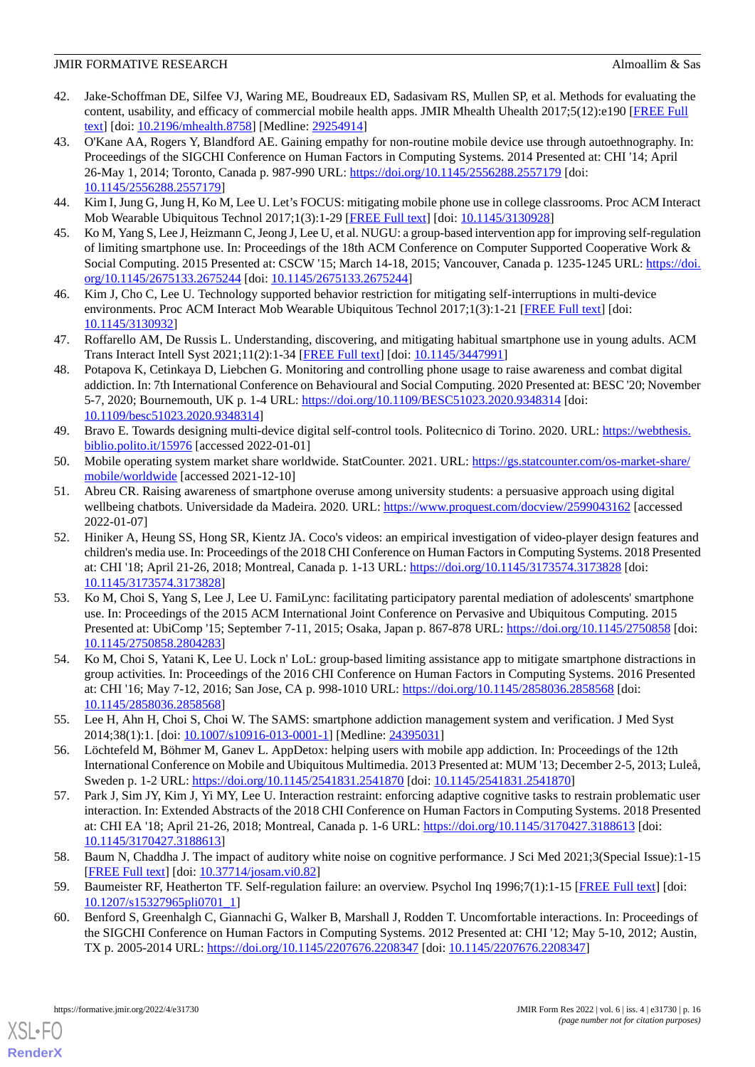42. Jake-Schoffman DE, Silfee VJ, Waring ME, Boudreaux ED, Sadasivam RS, Mullen SP, et al. Methods for evaluating the content, usability, and efficacy of commercial mobile health apps. JMIR Mhealth Uhealth 2017;5(12):e190 [FREE Full text] [doi: 10.2196/mhealth.8758] [Medline: 29254914]
43. O'Kane AA, Rogers Y, Blandford AE. Gaining empathy for non-routine mobile device use through autoethnography. In: Proceedings of the SIGCHI Conference on Human Factors in Computing Systems. 2014 Presented at: CHI '14; April 26-May 1, 2014; Toronto, Canada p. 987-990 URL: https://doi.org/10.1145/2556288.2557179 [doi: 10.1145/2556288.2557179]
44. Kim I, Jung G, Jung H, Ko M, Lee U. Let's FOCUS: mitigating mobile phone use in college classrooms. Proc ACM Interact Mob Wearable Ubiquitous Technol 2017;1(3):1-29 [FREE Full text] [doi: 10.1145/3130928]
45. Ko M, Yang S, Lee J, Heizmann C, Jeong J, Lee U, et al. NUGU: a group-based intervention app for improving self-regulation of limiting smartphone use. In: Proceedings of the 18th ACM Conference on Computer Supported Cooperative Work & Social Computing. 2015 Presented at: CSCW '15; March 14-18, 2015; Vancouver, Canada p. 1235-1245 URL: https://doi.org/10.1145/2675133.2675244 [doi: 10.1145/2675133.2675244]
46. Kim J, Cho C, Lee U. Technology supported behavior restriction for mitigating self-interruptions in multi-device environments. Proc ACM Interact Mob Wearable Ubiquitous Technol 2017;1(3):1-21 [FREE Full text] [doi: 10.1145/3130932]
47. Roffarello AM, De Russis L. Understanding, discovering, and mitigating habitual smartphone use in young adults. ACM Trans Interact Intell Syst 2021;11(2):1-34 [FREE Full text] [doi: 10.1145/3447991]
48. Potapova K, Cetinkaya D, Liebchen G. Monitoring and controlling phone usage to raise awareness and combat digital addiction. In: 7th International Conference on Behavioural and Social Computing. 2020 Presented at: BESC '20; November 5-7, 2020; Bournemouth, UK p. 1-4 URL: https://doi.org/10.1109/BESC51023.2020.9348314 [doi: 10.1109/besc51023.2020.9348314]
49. Bravo E. Towards designing multi-device digital self-control tools. Politecnico di Torino. 2020. URL: https://webthesis.biblio.polito.it/15976 [accessed 2022-01-01]
50. Mobile operating system market share worldwide. StatCounter. 2021. URL: https://gs.statcounter.com/os-market-share/mobile/worldwide [accessed 2021-12-10]
51. Abreu CR. Raising awareness of smartphone overuse among university students: a persuasive approach using digital wellbeing chatbots. Universidade da Madeira. 2020. URL: https://www.proquest.com/docview/2599043162 [accessed 2022-01-07]
52. Hiniker A, Heung SS, Hong SR, Kientz JA. Coco's videos: an empirical investigation of video-player design features and children's media use. In: Proceedings of the 2018 CHI Conference on Human Factors in Computing Systems. 2018 Presented at: CHI '18; April 21-26, 2018; Montreal, Canada p. 1-13 URL: https://doi.org/10.1145/3173574.3173828 [doi: 10.1145/3173574.3173828]
53. Ko M, Choi S, Yang S, Lee J, Lee U. FamiLync: facilitating participatory parental mediation of adolescents' smartphone use. In: Proceedings of the 2015 ACM International Joint Conference on Pervasive and Ubiquitous Computing. 2015 Presented at: UbiComp '15; September 7-11, 2015; Osaka, Japan p. 867-878 URL: https://doi.org/10.1145/2750858 [doi: 10.1145/2750858.2804283]
54. Ko M, Choi S, Yatani K, Lee U. Lock n' LoL: group-based limiting assistance app to mitigate smartphone distractions in group activities. In: Proceedings of the 2016 CHI Conference on Human Factors in Computing Systems. 2016 Presented at: CHI '16; May 7-12, 2016; San Jose, CA p. 998-1010 URL: https://doi.org/10.1145/2858036.2858568 [doi: 10.1145/2858036.2858568]
55. Lee H, Ahn H, Choi S, Choi W. The SAMS: smartphone addiction management system and verification. J Med Syst 2014;38(1):1. [doi: 10.1007/s10916-013-0001-1] [Medline: 24395031]
56. Löchtefeld M, Böhmer M, Ganev L. AppDetox: helping users with mobile app addiction. In: Proceedings of the 12th International Conference on Mobile and Ubiquitous Multimedia. 2013 Presented at: MUM '13; December 2-5, 2013; Luleå, Sweden p. 1-2 URL: https://doi.org/10.1145/2541831.2541870 [doi: 10.1145/2541831.2541870]
57. Park J, Sim JY, Kim J, Yi MY, Lee U. Interaction restraint: enforcing adaptive cognitive tasks to restrain problematic user interaction. In: Extended Abstracts of the 2018 CHI Conference on Human Factors in Computing Systems. 2018 Presented at: CHI EA '18; April 21-26, 2018; Montreal, Canada p. 1-6 URL: https://doi.org/10.1145/3170427.3188613 [doi: 10.1145/3170427.3188613]
58. Baum N, Chaddha J. The impact of auditory white noise on cognitive performance. J Sci Med 2021;3(Special Issue):1-15 [FREE Full text] [doi: 10.37714/josam.vi0.82]
59. Baumeister RF, Heatherton TF. Self-regulation failure: an overview. Psychol Inq 1996;7(1):1-15 [FREE Full text] [doi: 10.1207/s15327965pli0701_1]
60. Benford S, Greenhalgh C, Giannachi G, Walker B, Marshall J, Rodden T. Uncomfortable interactions. In: Proceedings of the SIGCHI Conference on Human Factors in Computing Systems. 2012 Presented at: CHI '12; May 5-10, 2012; Austin, TX p. 2005-2014 URL: https://doi.org/10.1145/2207676.2208347 [doi: 10.1145/2207676.2208347]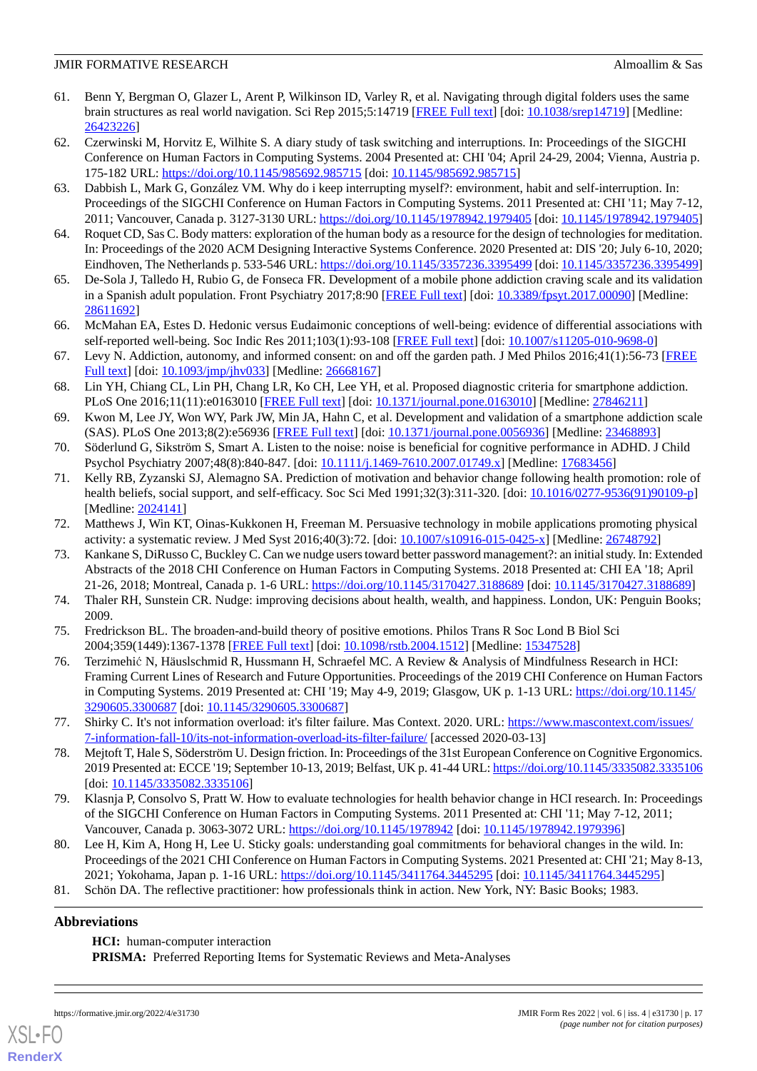61. Benn Y, Bergman O, Glazer L, Arent P, Wilkinson ID, Varley R, et al. Navigating through digital folders uses the same brain structures as real world navigation. Sci Rep 2015;5:14719 [FREE Full text] [doi: 10.1038/srep14719] [Medline: 26423226]
62. Czerwinski M, Horvitz E, Wilhite S. A diary study of task switching and interruptions. In: Proceedings of the SIGCHI Conference on Human Factors in Computing Systems. 2004 Presented at: CHI '04; April 24-29, 2004; Vienna, Austria p. 175-182 URL: https://doi.org/10.1145/985692.985715 [doi: 10.1145/985692.985715]
63. Dabbish L, Mark G, González VM. Why do i keep interrupting myself?: environment, habit and self-interruption. In: Proceedings of the SIGCHI Conference on Human Factors in Computing Systems. 2011 Presented at: CHI '11; May 7-12, 2011; Vancouver, Canada p. 3127-3130 URL: https://doi.org/10.1145/1978942.1979405 [doi: 10.1145/1978942.1979405]
64. Roquet CD, Sas C. Body matters: exploration of the human body as a resource for the design of technologies for meditation. In: Proceedings of the 2020 ACM Designing Interactive Systems Conference. 2020 Presented at: DIS '20; July 6-10, 2020; Eindhoven, The Netherlands p. 533-546 URL: https://doi.org/10.1145/3357236.3395499 [doi: 10.1145/3357236.3395499]
65. De-Sola J, Talledo H, Rubio G, de Fonseca FR. Development of a mobile phone addiction craving scale and its validation in a Spanish adult population. Front Psychiatry 2017;8:90 [FREE Full text] [doi: 10.3389/fpsyt.2017.00090] [Medline: 28611692]
66. McMahan EA, Estes D. Hedonic versus Eudaimonic conceptions of well-being: evidence of differential associations with self-reported well-being. Soc Indic Res 2011;103(1):93-108 [FREE Full text] [doi: 10.1007/s11205-010-9698-0]
67. Levy N. Addiction, autonomy, and informed consent: on and off the garden path. J Med Philos 2016;41(1):56-73 [FREE Full text] [doi: 10.1093/jmp/jhv033] [Medline: 26668167]
68. Lin YH, Chiang CL, Lin PH, Chang LR, Ko CH, Lee YH, et al. Proposed diagnostic criteria for smartphone addiction. PLoS One 2016;11(11):e0163010 [FREE Full text] [doi: 10.1371/journal.pone.0163010] [Medline: 27846211]
69. Kwon M, Lee JY, Won WY, Park JW, Min JA, Hahn C, et al. Development and validation of a smartphone addiction scale (SAS). PLoS One 2013;8(2):e56936 [FREE Full text] [doi: 10.1371/journal.pone.0056936] [Medline: 23468893]
70. Söderlund G, Sikström S, Smart A. Listen to the noise: noise is beneficial for cognitive performance in ADHD. J Child Psychol Psychiatry 2007;48(8):840-847. [doi: 10.1111/j.1469-7610.2007.01749.x] [Medline: 17683456]
71. Kelly RB, Zyzanski SJ, Alemagno SA. Prediction of motivation and behavior change following health promotion: role of health beliefs, social support, and self-efficacy. Soc Sci Med 1991;32(3):311-320. [doi: 10.1016/0277-9536(91)90109-p] [Medline: 2024141]
72. Matthews J, Win KT, Oinas-Kukkonen H, Freeman M. Persuasive technology in mobile applications promoting physical activity: a systematic review. J Med Syst 2016;40(3):72. [doi: 10.1007/s10916-015-0425-x] [Medline: 26748792]
73. Kankane S, DiRusso C, Buckley C. Can we nudge users toward better password management?: an initial study. In: Extended Abstracts of the 2018 CHI Conference on Human Factors in Computing Systems. 2018 Presented at: CHI EA '18; April 21-26, 2018; Montreal, Canada p. 1-6 URL: https://doi.org/10.1145/3170427.3188689 [doi: 10.1145/3170427.3188689]
74. Thaler RH, Sunstein CR. Nudge: improving decisions about health, wealth, and happiness. London, UK: Penguin Books; 2009.
75. Fredrickson BL. The broaden-and-build theory of positive emotions. Philos Trans R Soc Lond B Biol Sci 2004;359(1449):1367-1378 [FREE Full text] [doi: 10.1098/rstb.2004.1512] [Medline: 15347528]
76. Terzimehić N, Häuslschmid R, Hussmann H, Schraefel MC. A Review & Analysis of Mindfulness Research in HCI: Framing Current Lines of Research and Future Opportunities. Proceedings of the 2019 CHI Conference on Human Factors in Computing Systems. 2019 Presented at: CHI '19; May 4-9, 2019; Glasgow, UK p. 1-13 URL: https://doi.org/10.1145/3290605.3300687 [doi: 10.1145/3290605.3300687]
77. Shirky C. It's not information overload: it's filter failure. Mas Context. 2020. URL: https://www.mascontext.com/issues/7-information-fall-10/its-not-information-overload-its-filter-failure/ [accessed 2020-03-13]
78. Mejtoft T, Hale S, Söderström U. Design friction. In: Proceedings of the 31st European Conference on Cognitive Ergonomics. 2019 Presented at: ECCE '19; September 10-13, 2019; Belfast, UK p. 41-44 URL: https://doi.org/10.1145/3335082.3335106 [doi: 10.1145/3335082.3335106]
79. Klasnja P, Consolvo S, Pratt W. How to evaluate technologies for health behavior change in HCI research. In: Proceedings of the SIGCHI Conference on Human Factors in Computing Systems. 2011 Presented at: CHI '11; May 7-12, 2011; Vancouver, Canada p. 3063-3072 URL: https://doi.org/10.1145/1978942 [doi: 10.1145/1978942.1979396]
80. Lee H, Kim A, Hong H, Lee U. Sticky goals: understanding goal commitments for behavioral changes in the wild. In: Proceedings of the 2021 CHI Conference on Human Factors in Computing Systems. 2021 Presented at: CHI '21; May 8-13, 2021; Yokohama, Japan p. 1-16 URL: https://doi.org/10.1145/3411764.3445295 [doi: 10.1145/3411764.3445295]
81. Schön DA. The reflective practitioner: how professionals think in action. New York, NY: Basic Books; 1983.

## Abbreviations

**HCI:** human-computer interaction
**PRISMA:** Preferred Reporting Items for Systematic Reviews and Meta-Analyses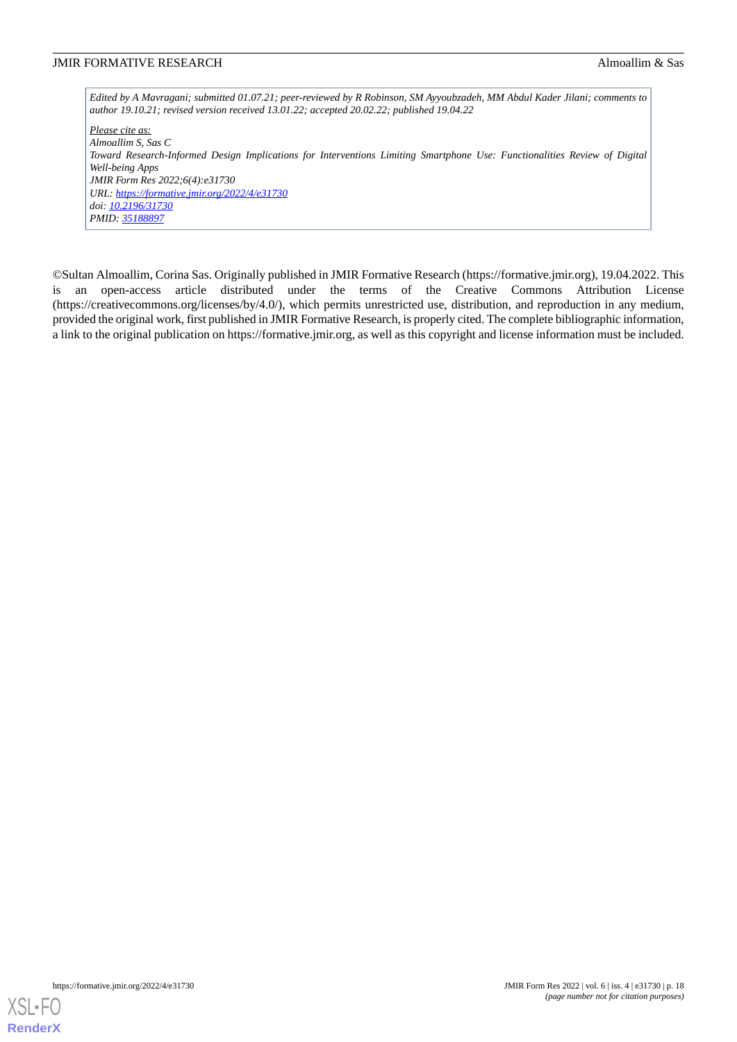*Edited by A Mavragani; submitted 01.07.21; peer-reviewed by R Robinson, SM Ayyoubzadeh, MM Abdul Kader Jilani; comments to author 19.10.21; revised version received 13.01.22; accepted 20.02.22; published 19.04.22*

*Please cite as:*
*Almoallim S, Sas C*
*Toward Research-Informed Design Implications for Interventions Limiting Smartphone Use: Functionalities Review of Digital Well-being Apps*
*JMIR Form Res 2022;6(4):e31730*
*URL: https://formative.jmir.org/2022/4/e31730*
*doi: 10.2196/31730*
*PMID: 35188897*

©Sultan Almoallim, Corina Sas. Originally published in JMIR Formative Research (https://formative.jmir.org), 19.04.2022. This is an open-access article distributed under the terms of the Creative Commons Attribution License (https://creativecommons.org/licenses/by/4.0/), which permits unrestricted use, distribution, and reproduction in any medium, provided the original work, first published in JMIR Formative Research, is properly cited. The complete bibliographic information, a link to the original publication on https://formative.jmir.org, as well as this copyright and license information must be included.